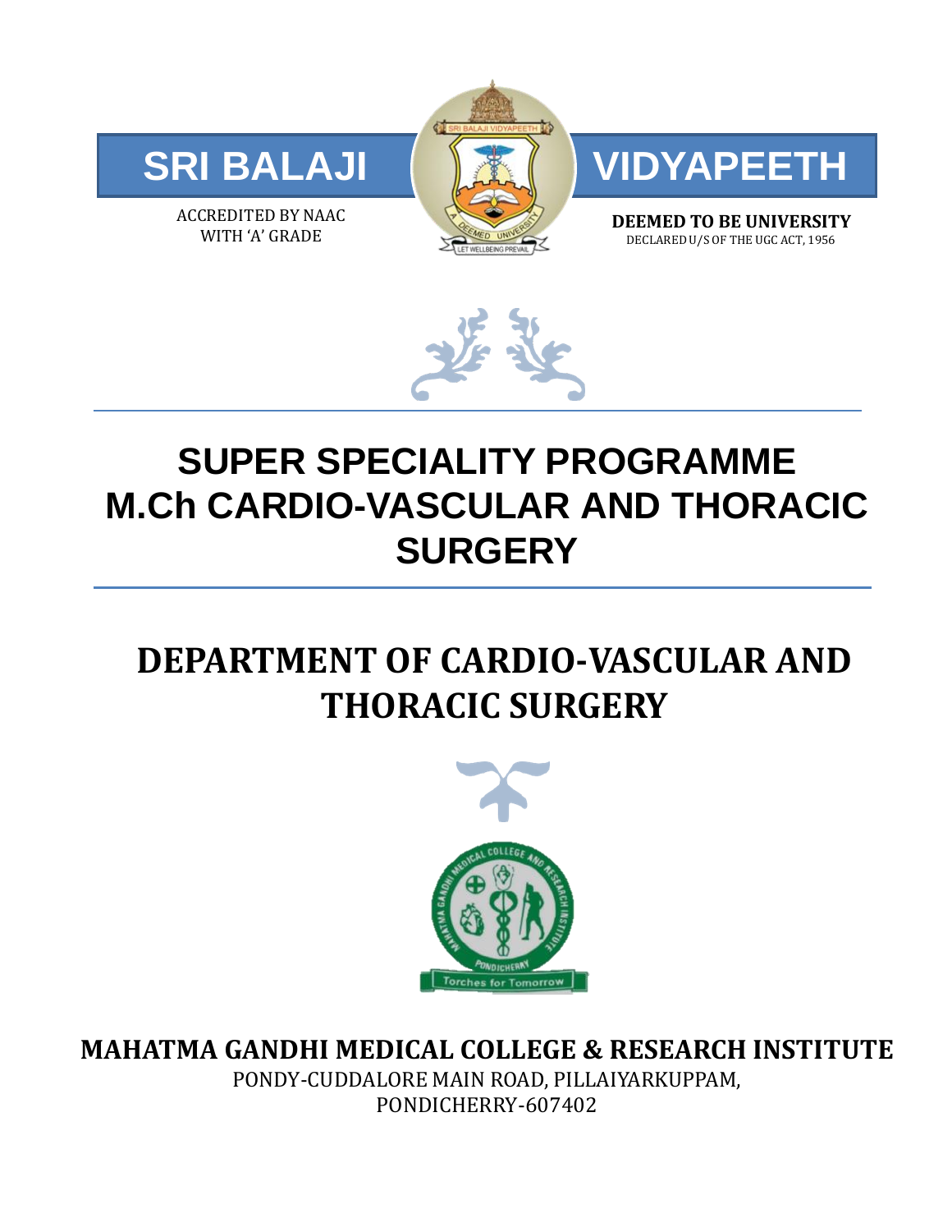**SRI BALAJI VIDYAPEETH**

ACCREDITED BY NAAC
WITH 'A' GRADE

**DEEMED TO BE UNIVERSITY**
DECLARED U/S OF THE UGC ACT, 1956

# SUPER SPECIALITY PROGRAMME
# M.Ch CARDIO-VASCULAR AND THORACIC SURGERY

## DEPARTMENT OF CARDIO-VASCULAR AND THORACIC SURGERY

**MAHATMA GANDHI MEDICAL COLLEGE & RESEARCH INSTITUTE**
PONDY-CUDDALORE MAIN ROAD, PILLAIYARKUPPAM,
PONDICHERRY-607402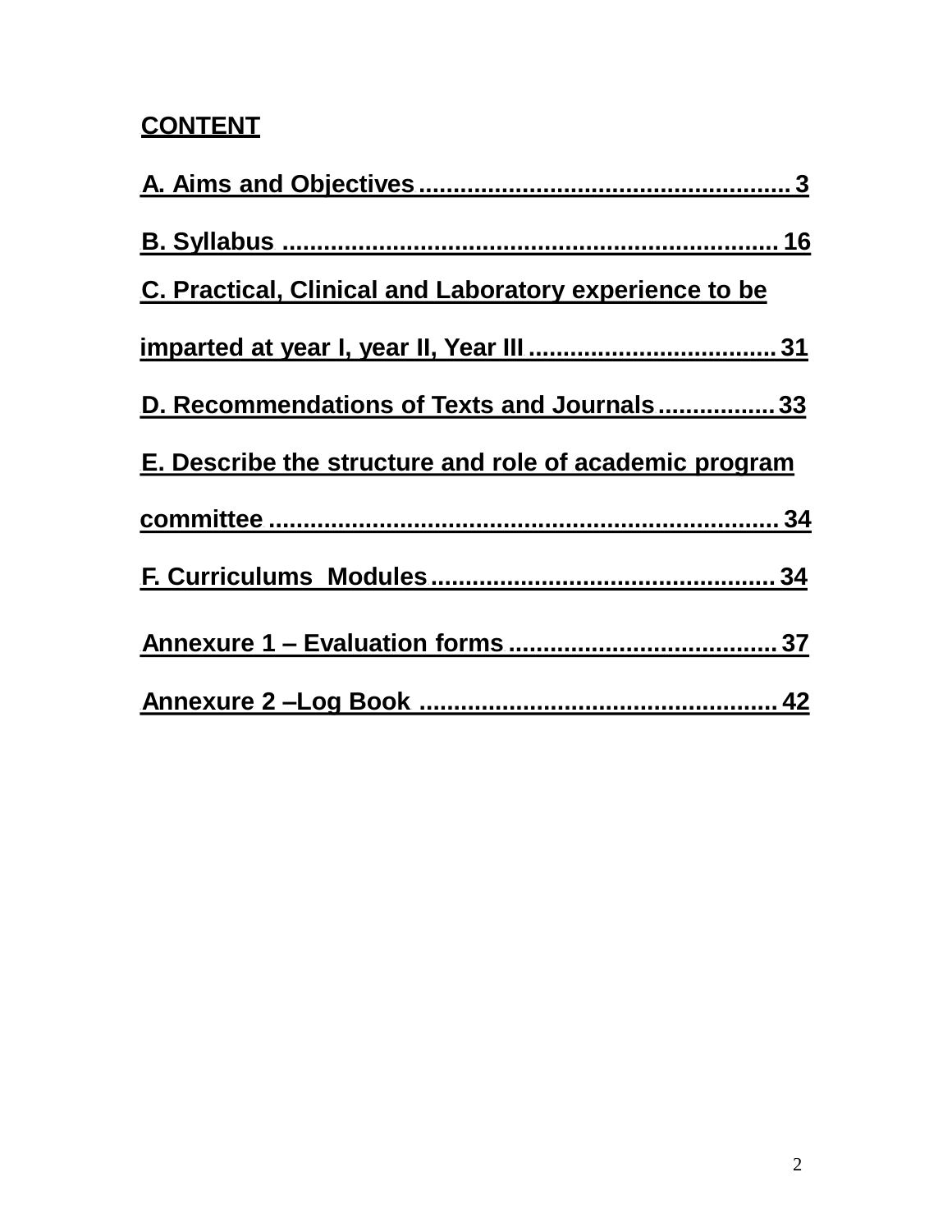# CONTENT

A. Aims and Objectives ..................................................... 3

B. Syllabus ........................................................................ 16

C. Practical, Clinical and Laboratory experience to be imparted at year I, year II, Year III .................................... 31

D. Recommendations of Texts and Journals ................. 33

E. Describe the structure and role of academic program committee ........................................................................... 34

F. Curriculums Modules ................................................. 34

Annexure 1 – Evaluation forms ....................................... 37

Annexure 2 –Log Book .................................................... 42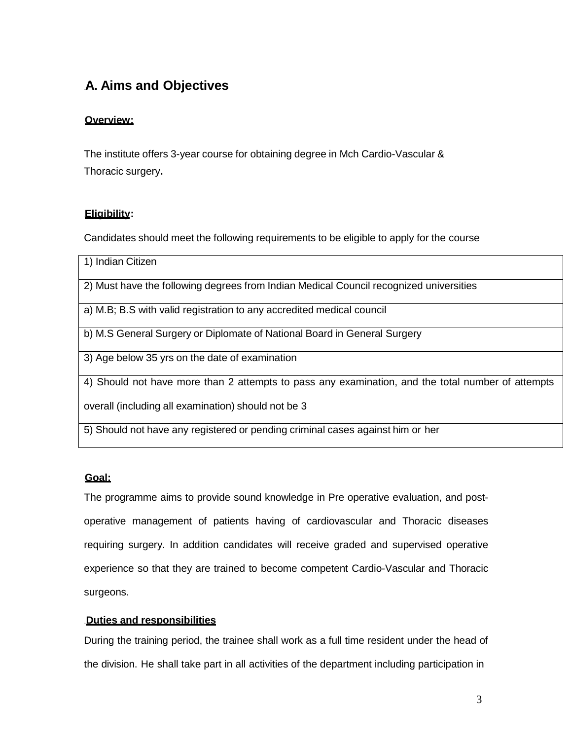## A. Aims and Objectives

**Overview:**

The institute offers 3-year course for obtaining degree in Mch Cardio-Vascular & Thoracic surgery**.**

**Eligibility:**

Candidates should meet the following requirements to be eligible to apply for the course

| 1) Indian Citizen |
|---|
| 2) Must have the following degrees from Indian Medical Council recognized universities |
| a) M.B; B.S with valid registration to any accredited medical council |
| b) M.S General Surgery or Diplomate of National Board in General Surgery |
| 3) Age below 35 yrs on the date of examination |
| 4) Should not have more than 2 attempts to pass any examination, and the total number of attempts overall (including all examination) should not be 3 |
| 5) Should not have any registered or pending criminal cases against him or her |

**Goal:**

The programme aims to provide sound knowledge in Pre operative evaluation, and post-operative management of patients having of cardiovascular and Thoracic diseases requiring surgery. In addition candidates will receive graded and supervised operative experience so that they are trained to become competent Cardio-Vascular and Thoracic surgeons.

**Duties and responsibilities**

During the training period, the trainee shall work as a full time resident under the head of the division. He shall take part in all activities of the department including participation in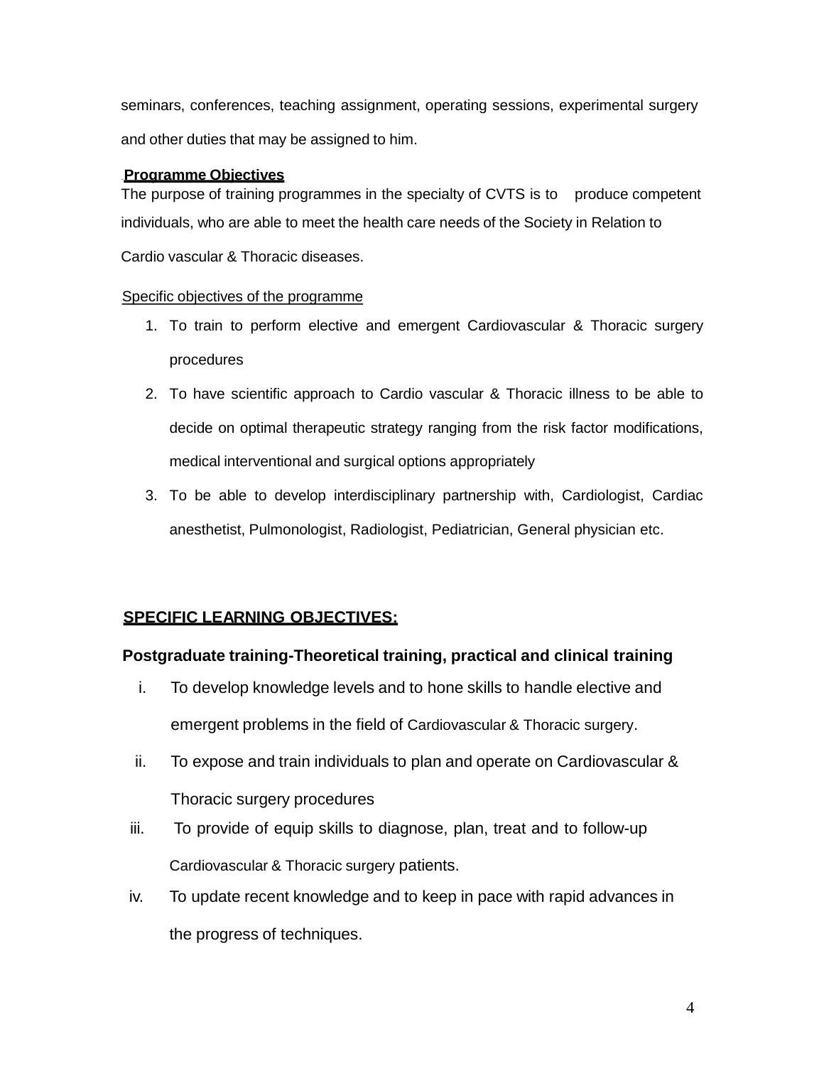seminars, conferences, teaching assignment, operating sessions, experimental surgery and other duties that may be assigned to him.

**Programme Objectives**

The purpose of training programmes in the specialty of CVTS is to produce competent individuals, who are able to meet the health care needs of the Society in Relation to Cardio vascular & Thoracic diseases.

Specific objectives of the programme

1. To train to perform elective and emergent Cardiovascular & Thoracic surgery procedures
2. To have scientific approach to Cardio vascular & Thoracic illness to be able to decide on optimal therapeutic strategy ranging from the risk factor modifications, medical interventional and surgical options appropriately
3. To be able to develop interdisciplinary partnership with, Cardiologist, Cardiac anesthetist, Pulmonologist, Radiologist, Pediatrician, General physician etc.

**SPECIFIC LEARNING OBJECTIVES:**

**Postgraduate training-Theoretical training, practical and clinical training**

i. To develop knowledge levels and to hone skills to handle elective and emergent problems in the field of Cardiovascular & Thoracic surgery.

ii. To expose and train individuals to plan and operate on Cardiovascular & Thoracic surgery procedures

iii. To provide of equip skills to diagnose, plan, treat and to follow-up Cardiovascular & Thoracic surgery patients.

iv. To update recent knowledge and to keep in pace with rapid advances in the progress of techniques.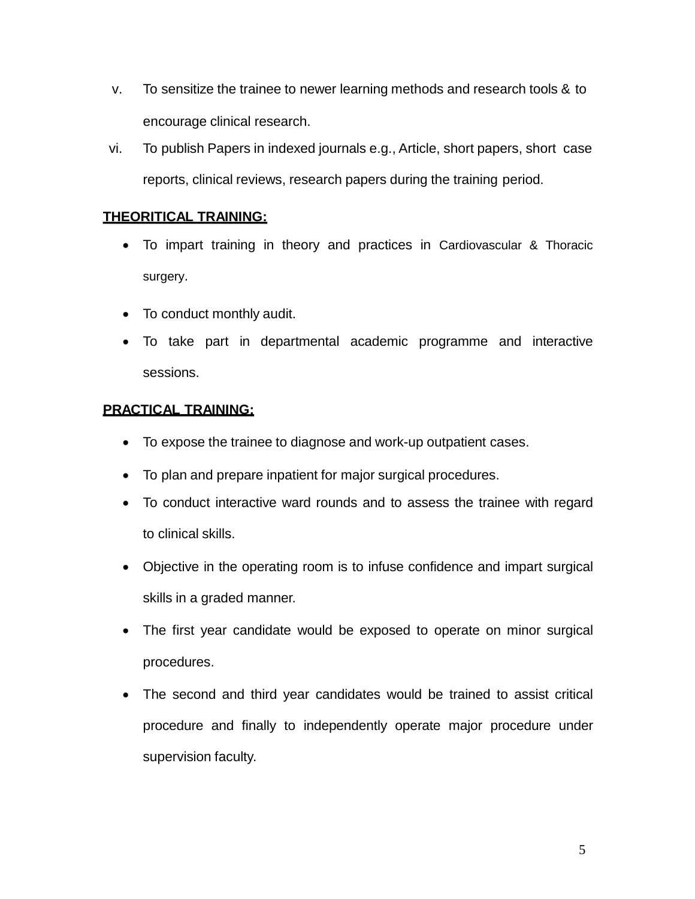v. To sensitize the trainee to newer learning methods and research tools & to encourage clinical research.

vi. To publish Papers in indexed journals e.g., Article, short papers, short case reports, clinical reviews, research papers during the training period.

**THEORITICAL TRAINING:**

- To impart training in theory and practices in Cardiovascular & Thoracic surgery.
- To conduct monthly audit.
- To take part in departmental academic programme and interactive sessions.

**PRACTICAL TRAINING:**

- To expose the trainee to diagnose and work-up outpatient cases.
- To plan and prepare inpatient for major surgical procedures.
- To conduct interactive ward rounds and to assess the trainee with regard to clinical skills.
- Objective in the operating room is to infuse confidence and impart surgical skills in a graded manner.
- The first year candidate would be exposed to operate on minor surgical procedures.
- The second and third year candidates would be trained to assist critical procedure and finally to independently operate major procedure under supervision faculty.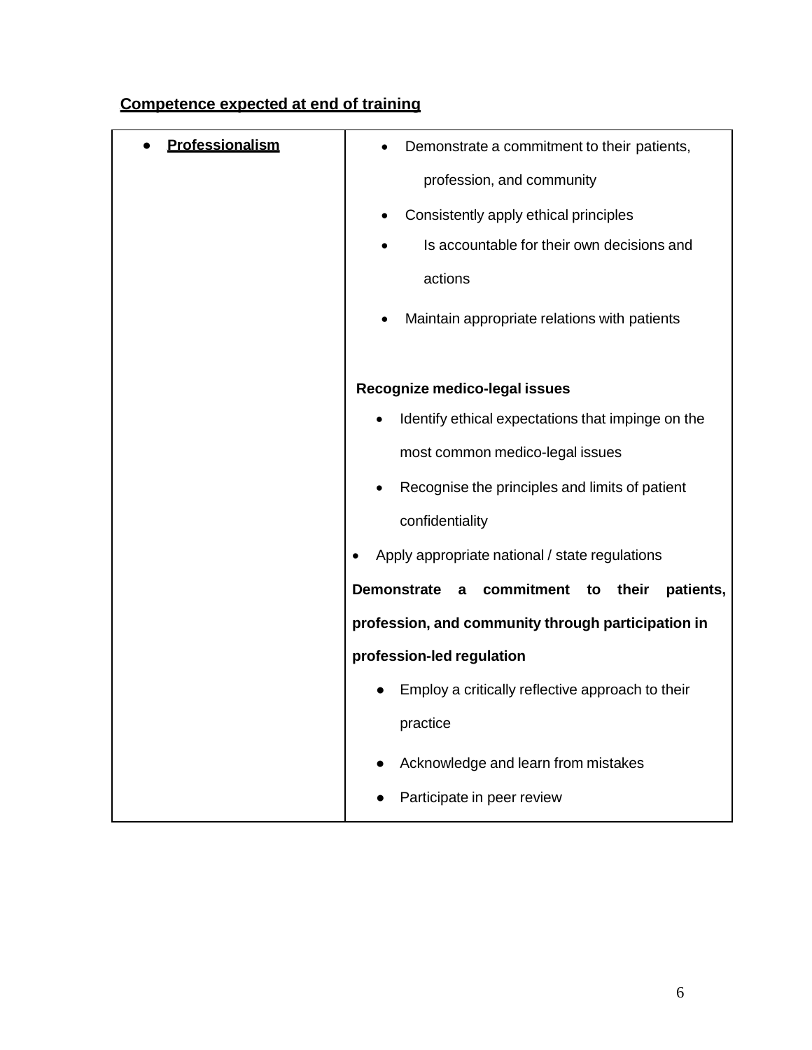**Competence expected at end of training**

| • **Professionalism** | • Demonstrate a commitment to their patients, profession, and community<br>• Consistently apply ethical principles<br>• Is accountable for their own decisions and actions<br>• Maintain appropriate relations with patients<br><br>**Recognize medico-legal issues**<br>• Identify ethical expectations that impinge on the most common medico-legal issues<br>• Recognise the principles and limits of patient confidentiality<br>• Apply appropriate national / state regulations<br>**Demonstrate a commitment to their patients, profession, and community through participation in profession-led regulation**<br>• Employ a critically reflective approach to their practice<br>• Acknowledge and learn from mistakes<br>• Participate in peer review |
|---|---|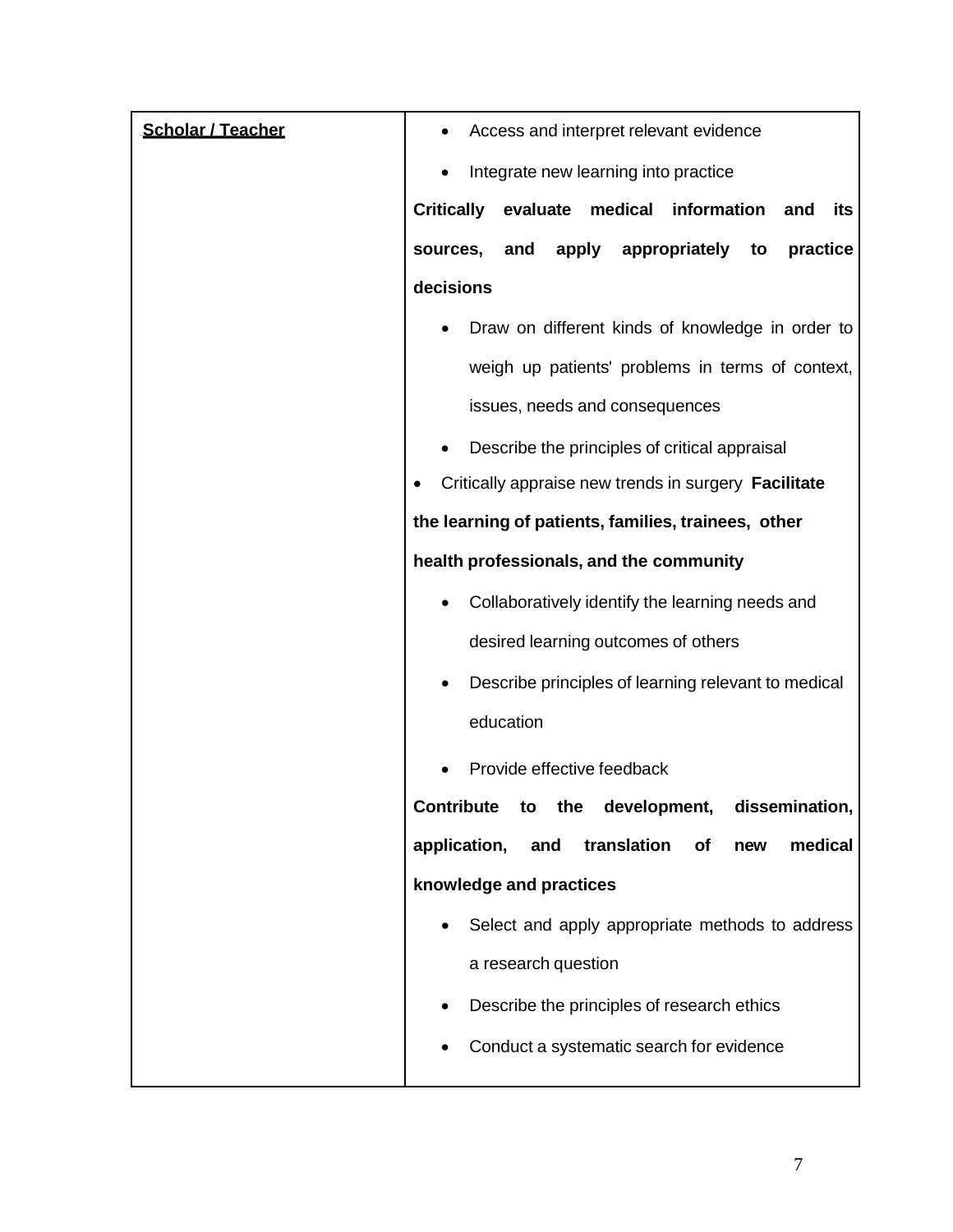| **Scholar / Teacher** | <ul><li>Access and interpret relevant evidence</li><li>Integrate new learning into practice</li></ul>**Critically evaluate medical information and its sources, and apply appropriately to practice decisions**<ul><li>Draw on different kinds of knowledge in order to weigh up patients' problems in terms of context, issues, needs and consequences</li><li>Describe the principles of critical appraisal</li><li>Critically appraise new trends in surgery</li></ul>**Facilitate the learning of patients, families, trainees, other health professionals, and the community**<ul><li>Collaboratively identify the learning needs and desired learning outcomes of others</li><li>Describe principles of learning relevant to medical education</li><li>Provide effective feedback</li></ul>**Contribute to the development, dissemination, application, and translation of new medical knowledge and practices**<ul><li>Select and apply appropriate methods to address a research question</li><li>Describe the principles of research ethics</li><li>Conduct a systematic search for evidence</li></ul> |
|---|---|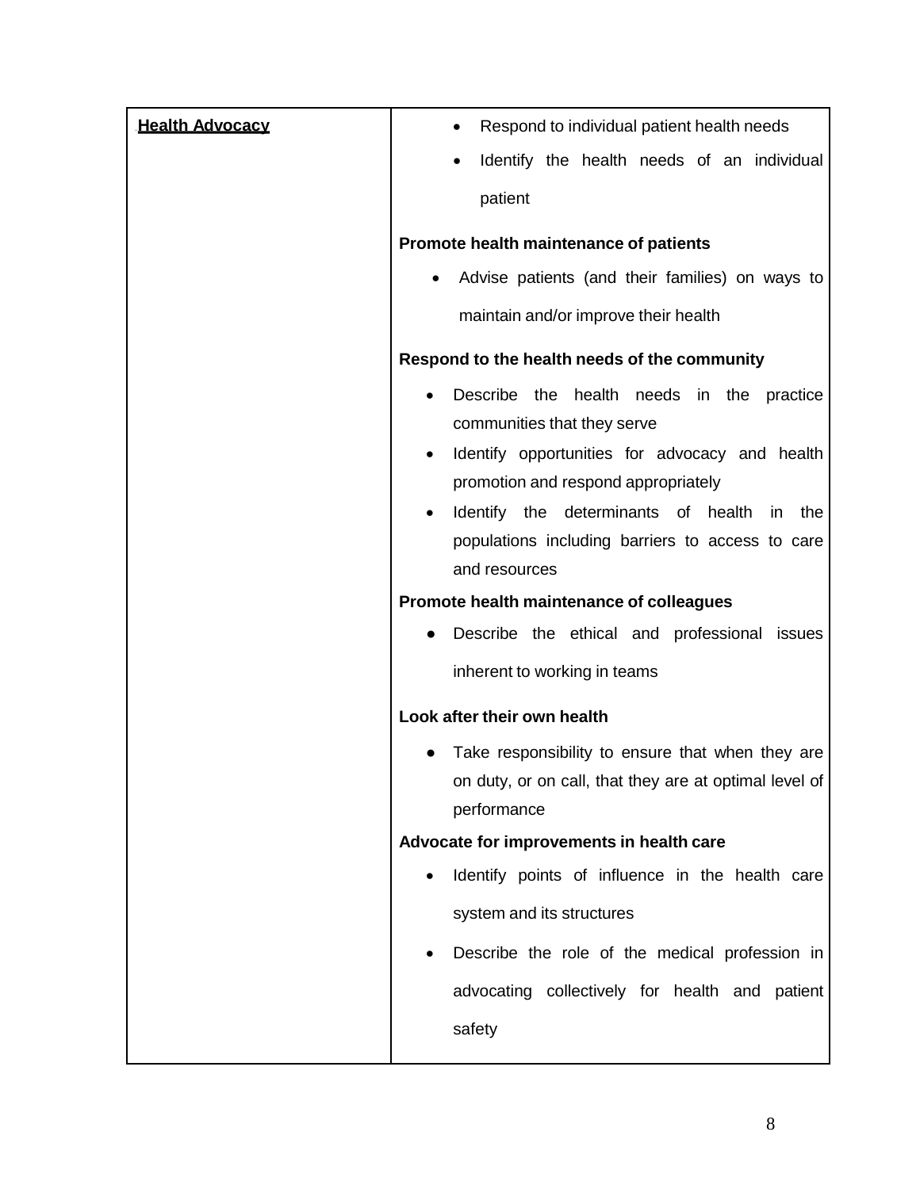| **<u>Health Advocacy</u>** | <ul><li>Respond to individual patient health needs</li><li>Identify the health needs of an individual patient</li></ul>**Promote health maintenance of patients**<ul><li>Advise patients (and their families) on ways to maintain and/or improve their health</li></ul>**Respond to the health needs of the community**<ul><li>Describe the health needs in the practice communities that they serve</li><li>Identify opportunities for advocacy and health promotion and respond appropriately</li><li>Identify the determinants of health in the populations including barriers to access to care and resources</li></ul>**Promote health maintenance of colleagues**<ul><li>Describe the ethical and professional issues inherent to working in teams</li></ul>**Look after their own health**<ul><li>Take responsibility to ensure that when they are on duty, or on call, that they are at optimal level of performance</li></ul>**Advocate for improvements in health care**<ul><li>Identify points of influence in the health care system and its structures</li><li>Describe the role of the medical profession in advocating collectively for health and patient safety</li></ul> |
|---|---|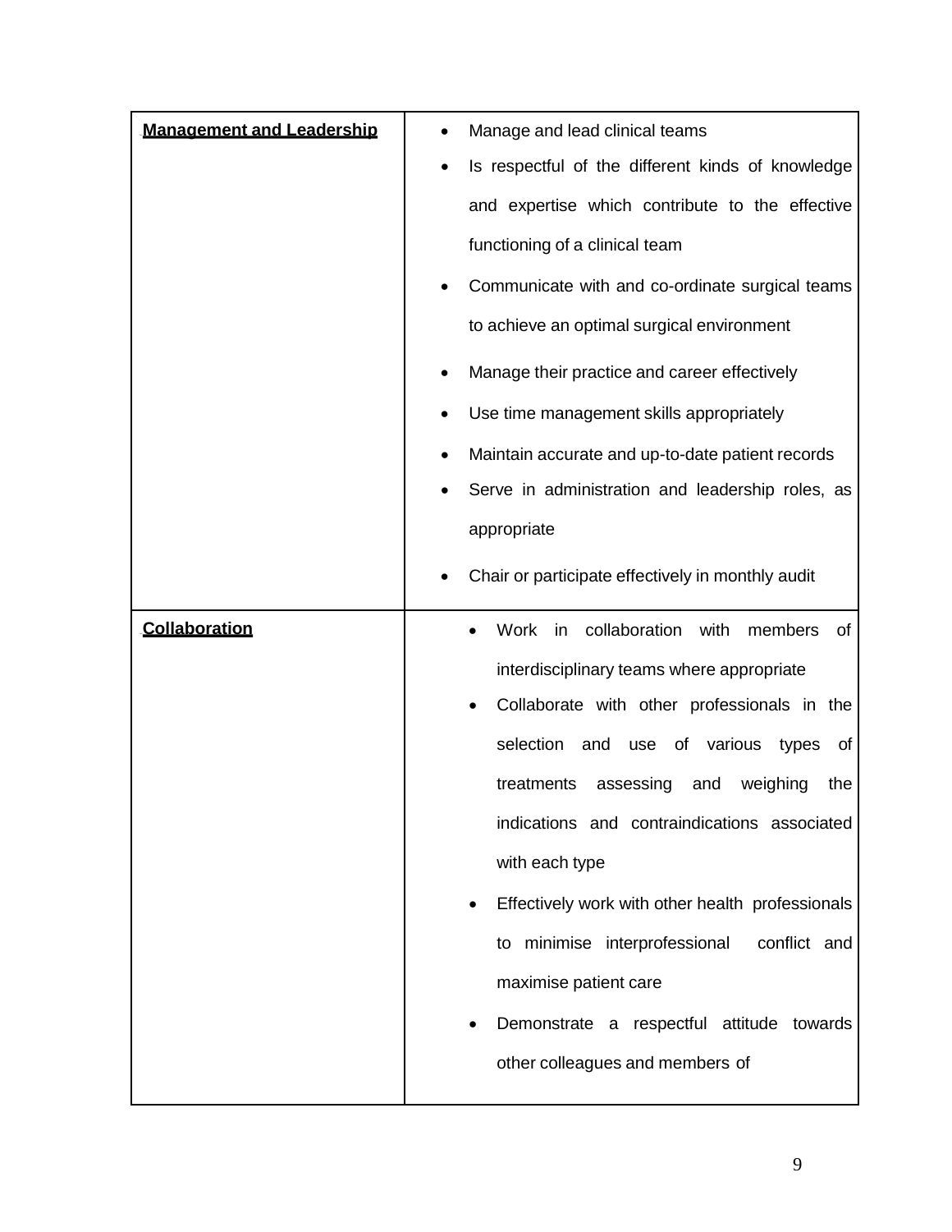| **Management and Leadership** | <ul><li>Manage and lead clinical teams</li><li>Is respectful of the different kinds of knowledge and expertise which contribute to the effective functioning of a clinical team</li><li>Communicate with and co-ordinate surgical teams to achieve an optimal surgical environment</li><li>Manage their practice and career effectively</li><li>Use time management skills appropriately</li><li>Maintain accurate and up-to-date patient records</li><li>Serve in administration and leadership roles, as appropriate</li><li>Chair or participate effectively in monthly audit</li></ul> |
|---|---|
| **Collaboration** | <ul><li>Work in collaboration with members of interdisciplinary teams where appropriate</li><li>Collaborate with other professionals in the selection and use of various types of treatments assessing and weighing the indications and contraindications associated with each type</li><li>Effectively work with other health professionals to minimise interprofessional conflict and maximise patient care</li><li>Demonstrate a respectful attitude towards other colleagues and members of</li></ul> |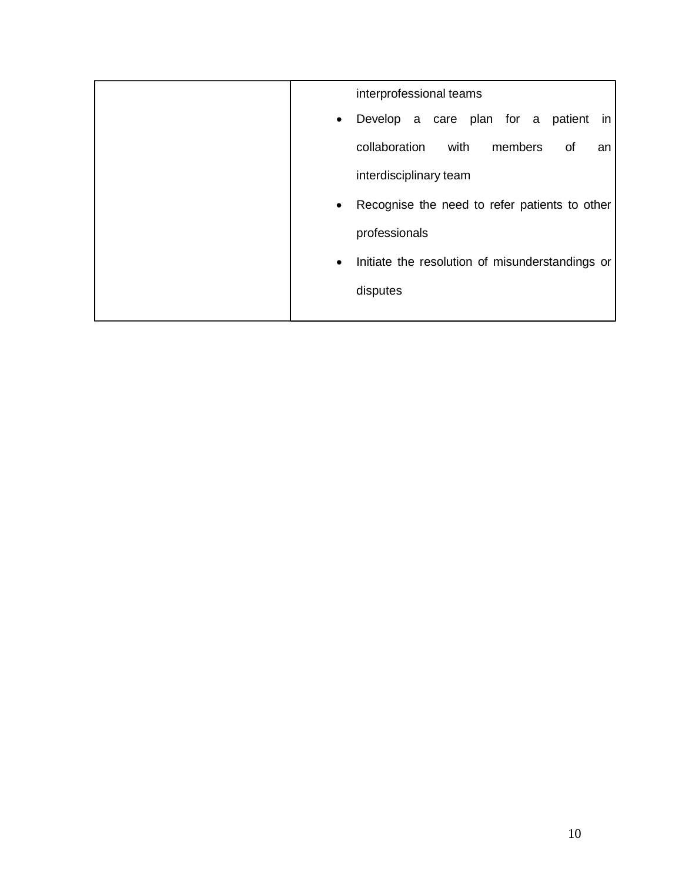| | |
|---|---|
| | interprofessional teams<br>• Develop a care plan for a patient in collaboration with members of an interdisciplinary team<br>• Recognise the need to refer patients to other professionals<br>• Initiate the resolution of misunderstandings or disputes |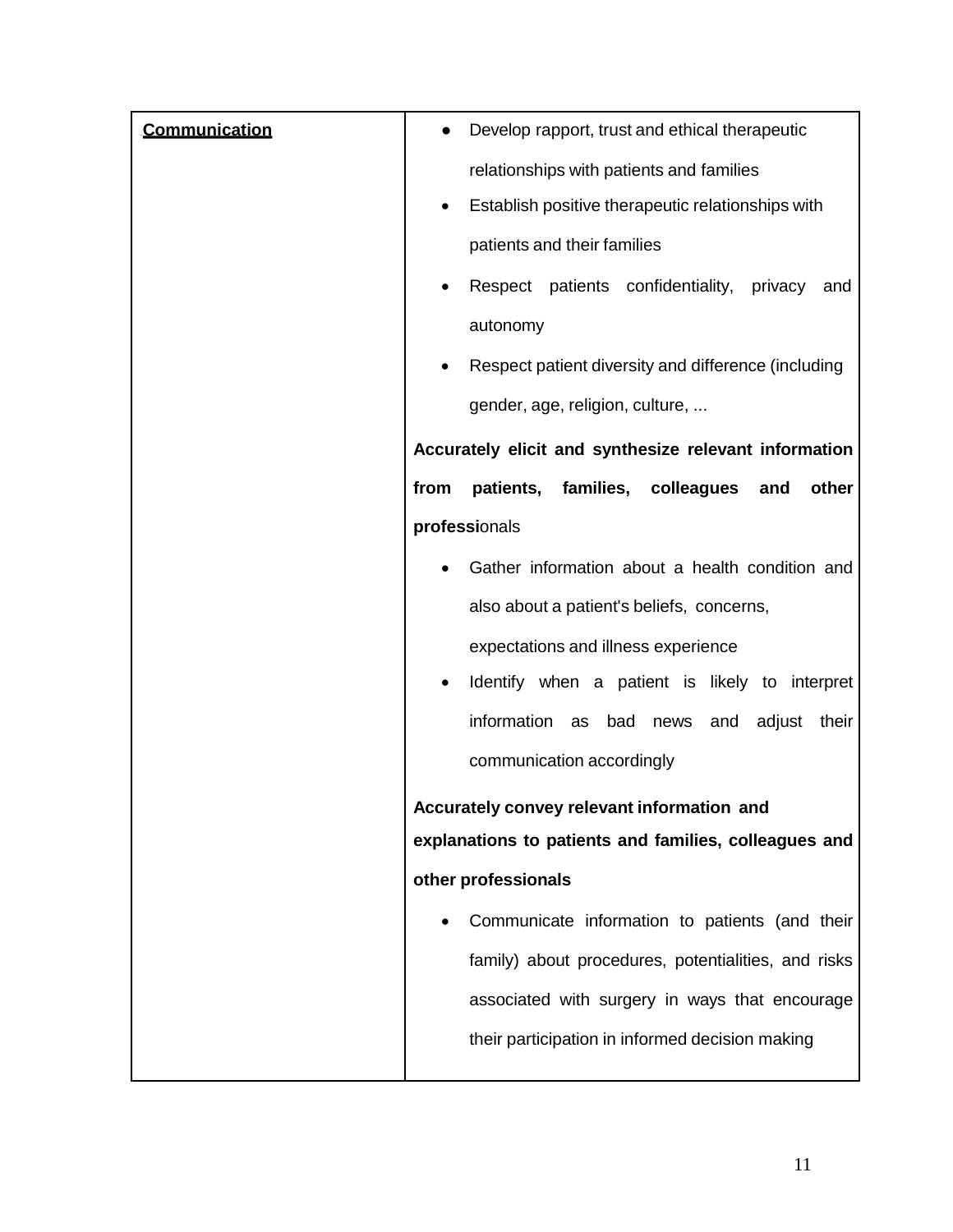| **Communication** | • Develop rapport, trust and ethical therapeutic relationships with patients and families<br>• Establish positive therapeutic relationships with patients and their families<br>• Respect patients confidentiality, privacy and autonomy<br>• Respect patient diversity and difference (including gender, age, religion, culture, ...<br>**Accurately elicit and synthesize relevant information from patients, families, colleagues and other professi**onals<br>• Gather information about a health condition and also about a patient's beliefs, concerns, expectations and illness experience<br>• Identify when a patient is likely to interpret information as bad news and adjust their communication accordingly<br>**Accurately convey relevant information and explanations to patients and families, colleagues and other professionals**<br>• Communicate information to patients (and their family) about procedures, potentialities, and risks associated with surgery in ways that encourage their participation in informed decision making |
|---|---|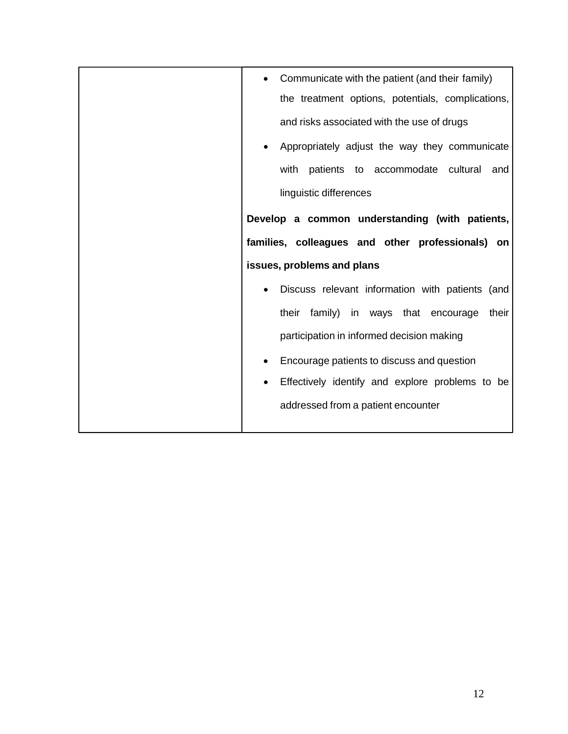| | |
|---|---|
| | • Communicate with the patient (and their family) the treatment options, potentials, complications, and risks associated with the use of drugs<br>• Appropriately adjust the way they communicate with patients to accommodate cultural and linguistic differences<br>**Develop a common understanding (with patients, families, colleagues and other professionals) on issues, problems and plans**<br>• Discuss relevant information with patients (and their family) in ways that encourage their participation in informed decision making<br>• Encourage patients to discuss and question<br>• Effectively identify and explore problems to be addressed from a patient encounter |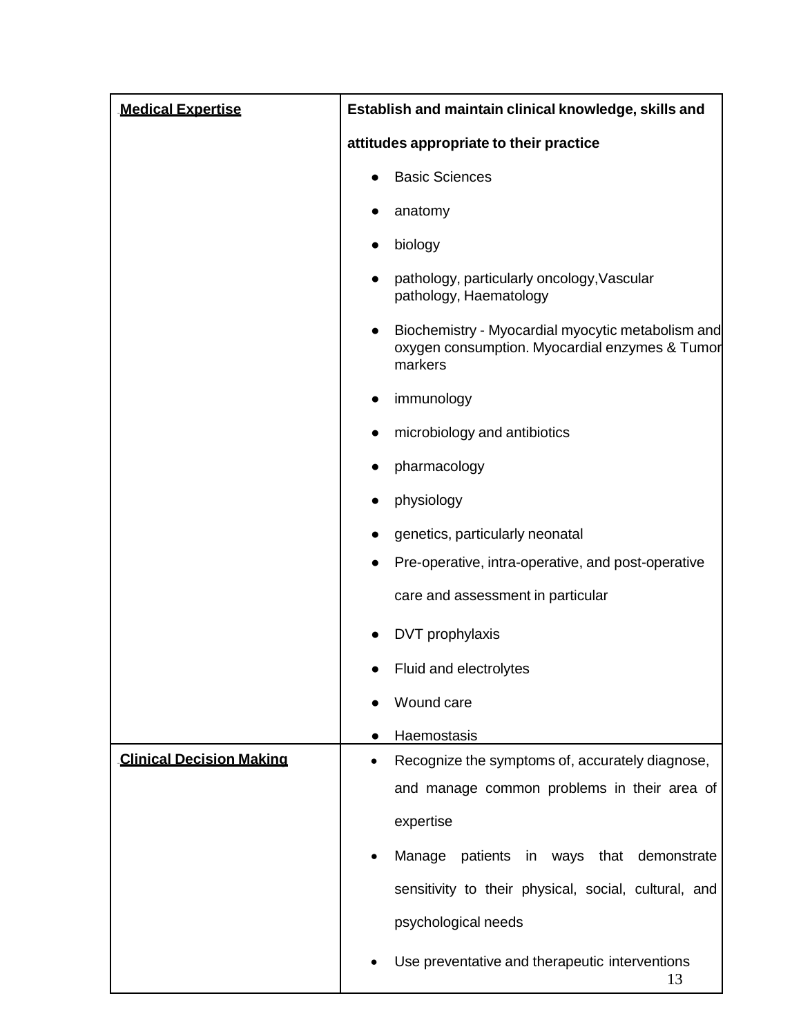| Medical Expertise | Establish and maintain clinical knowledge, skills and attitudes appropriate to their practice |
|---|---|
| | • Basic Sciences<br>• anatomy<br>• biology<br>• pathology, particularly oncology,Vascular pathology, Haematology<br>• Biochemistry - Myocardial myocytic metabolism and oxygen consumption. Myocardial enzymes & Tumor markers<br>• immunology<br>• microbiology and antibiotics<br>• pharmacology<br>• physiology<br>• genetics, particularly neonatal<br>• Pre-operative, intra-operative, and post-operative care and assessment in particular<br>• DVT prophylaxis<br>• Fluid and electrolytes<br>• Wound care<br>• Haemostasis |
| **Clinical Decision Making** | • Recognize the symptoms of, accurately diagnose, and manage common problems in their area of expertise<br>• Manage patients in ways that demonstrate sensitivity to their physical, social, cultural, and psychological needs<br>• Use preventative and therapeutic interventions |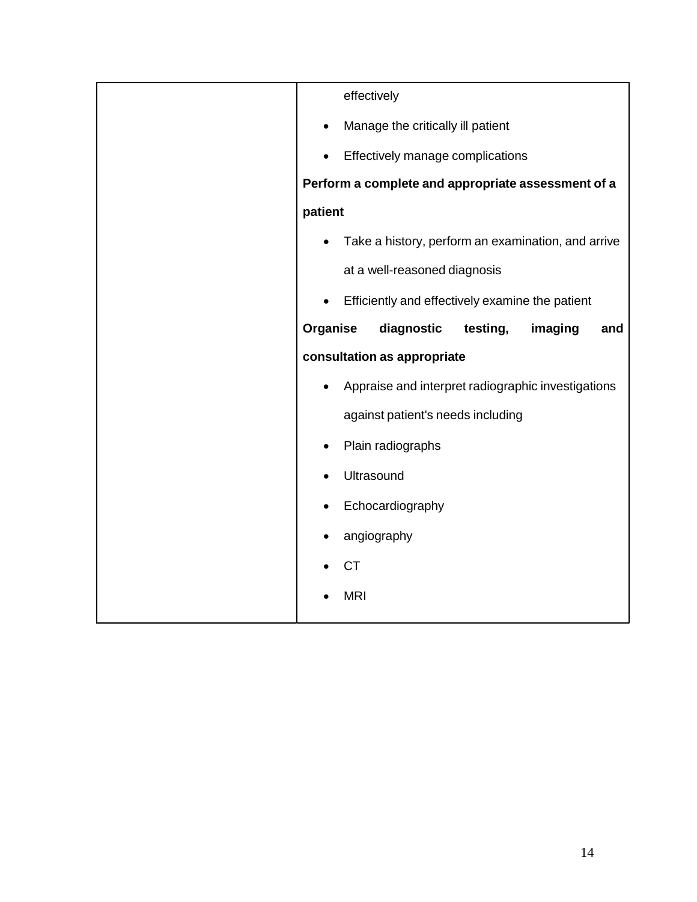| | |
|---|---|
| | effectively<br>• Manage the critically ill patient<br>• Effectively manage complications<br>**Perform a complete and appropriate assessment of a patient**<br>• Take a history, perform an examination, and arrive at a well-reasoned diagnosis<br>• Efficiently and effectively examine the patient<br>**Organise diagnostic testing, imaging and consultation as appropriate**<br>• Appraise and interpret radiographic investigations against patient's needs including<br>• Plain radiographs<br>• Ultrasound<br>• Echocardiography<br>• angiography<br>• CT<br>• MRI |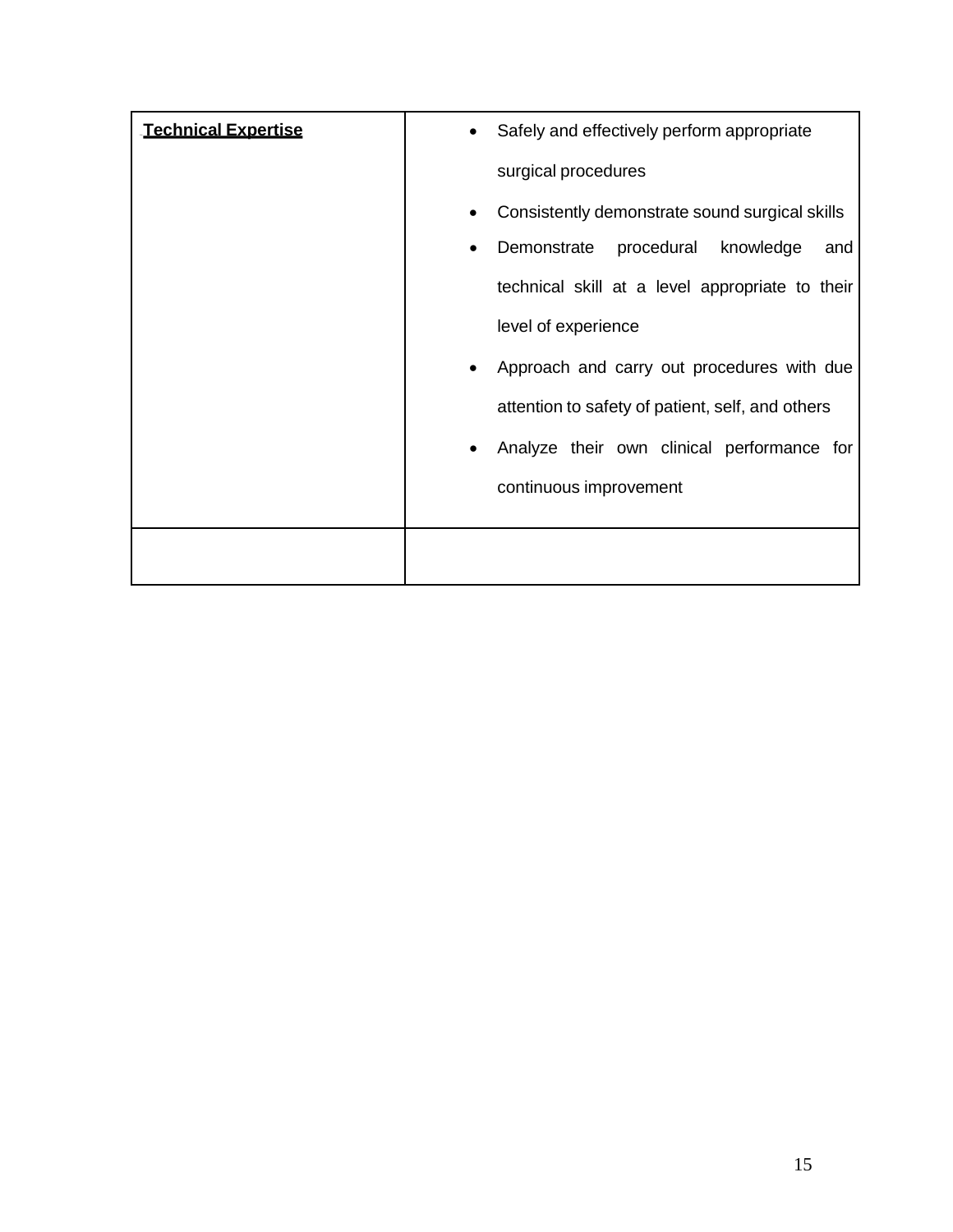| **Technical Expertise** | • Safely and effectively perform appropriate surgical procedures<br>• Consistently demonstrate sound surgical skills<br>• Demonstrate procedural knowledge and technical skill at a level appropriate to their level of experience<br>• Approach and carry out procedures with due attention to safety of patient, self, and others<br>• Analyze their own clinical performance for continuous improvement |
|---|---|
| | |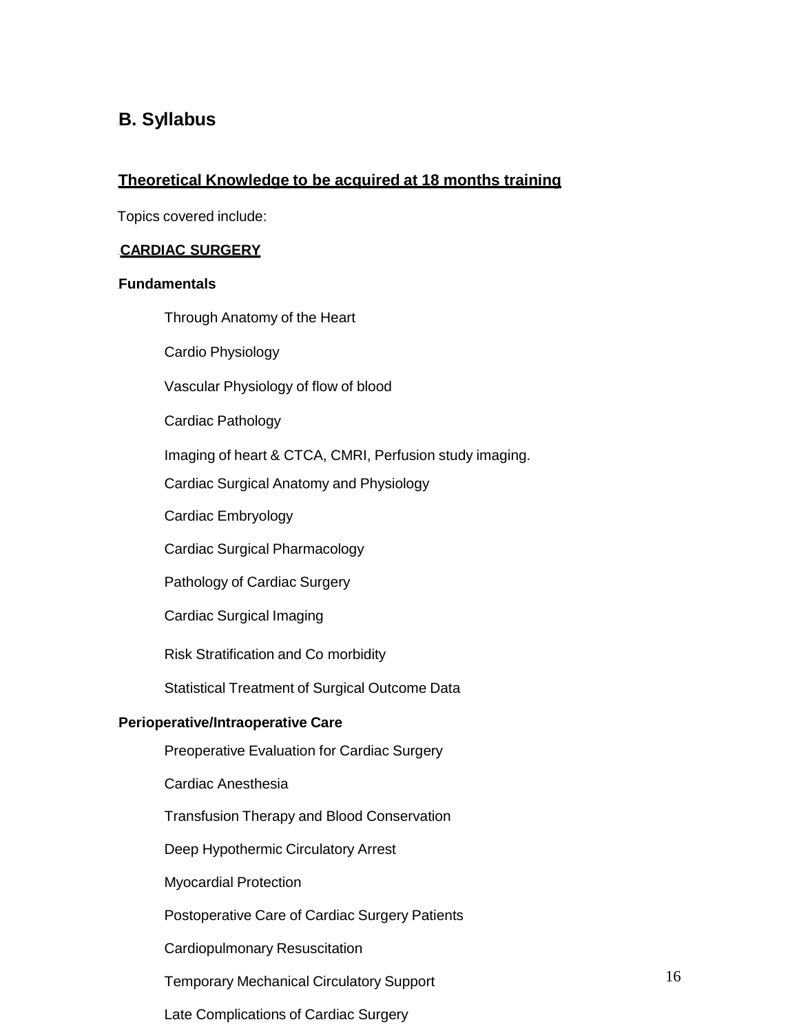## B. Syllabus

**<u>Theoretical Knowledge to be acquired at 18 months training</u>**

Topics covered include:

**<u>CARDIAC SURGERY</u>**

**Fundamentals**

- Through Anatomy of the Heart
- Cardio Physiology
- Vascular Physiology of flow of blood
- Cardiac Pathology
- Imaging of heart & CTCA, CMRI, Perfusion study imaging.
- Cardiac Surgical Anatomy and Physiology
- Cardiac Embryology
- Cardiac Surgical Pharmacology
- Pathology of Cardiac Surgery
- Cardiac Surgical Imaging
- Risk Stratification and Co morbidity
- Statistical Treatment of Surgical Outcome Data

**Perioperative/Intraoperative Care**

- Preoperative Evaluation for Cardiac Surgery
- Cardiac Anesthesia
- Transfusion Therapy and Blood Conservation
- Deep Hypothermic Circulatory Arrest
- Myocardial Protection
- Postoperative Care of Cardiac Surgery Patients
- Cardiopulmonary Resuscitation
- Temporary Mechanical Circulatory Support
- Late Complications of Cardiac Surgery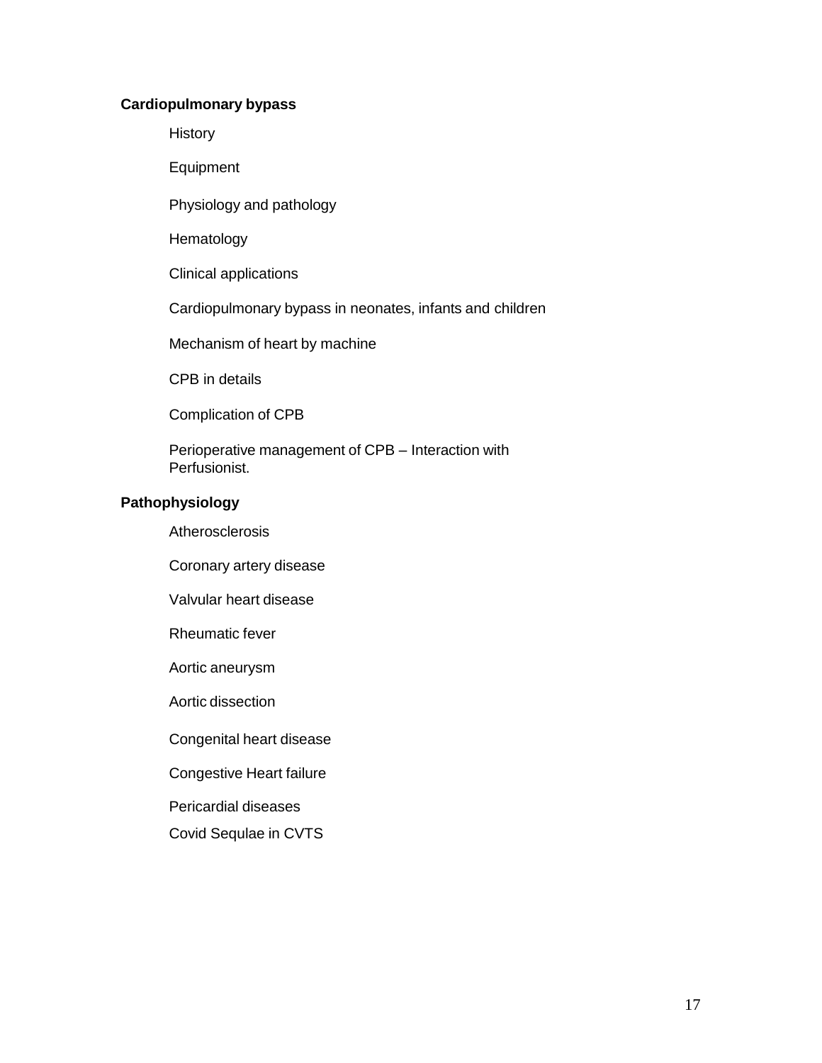**Cardiopulmonary bypass**

- History
- Equipment
- Physiology and pathology
- Hematology
- Clinical applications
- Cardiopulmonary bypass in neonates, infants and children
- Mechanism of heart by machine
- CPB in details
- Complication of CPB
- Perioperative management of CPB – Interaction with Perfusionist.

**Pathophysiology**

- Atherosclerosis
- Coronary artery disease
- Valvular heart disease
- Rheumatic fever
- Aortic aneurysm
- Aortic dissection
- Congenital heart disease
- Congestive Heart failure
- Pericardial diseases
- Covid Sequlae in CVTS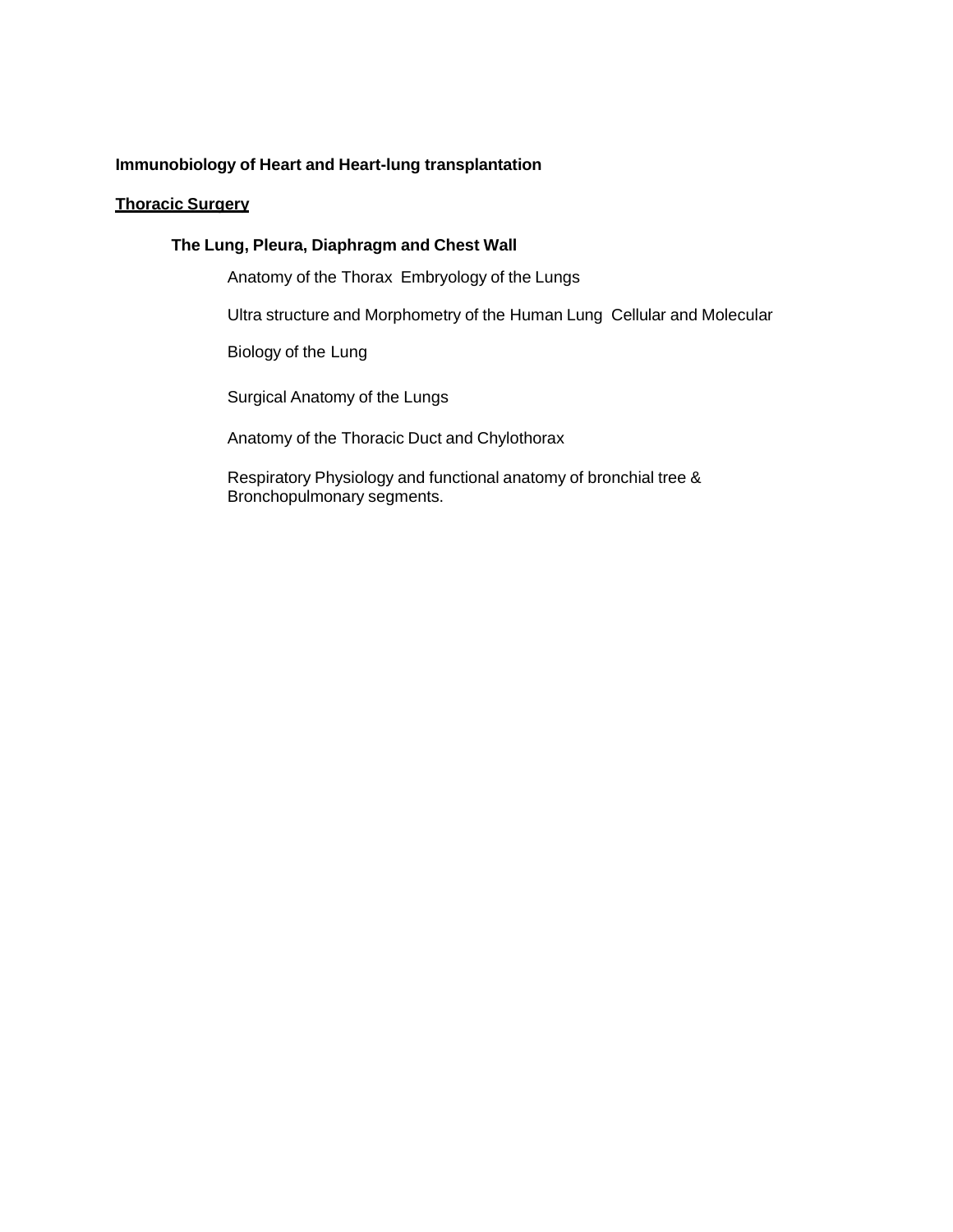**Immunobiology of Heart and Heart-lung transplantation**

**<u>Thoracic Surgery</u>**

**The Lung, Pleura, Diaphragm and Chest Wall**

Anatomy of the Thorax  Embryology of the Lungs

Ultra structure and Morphometry of the Human Lung  Cellular and Molecular

Biology of the Lung

Surgical Anatomy of the Lungs

Anatomy of the Thoracic Duct and Chylothorax

Respiratory Physiology and functional anatomy of bronchial tree & Bronchopulmonary segments.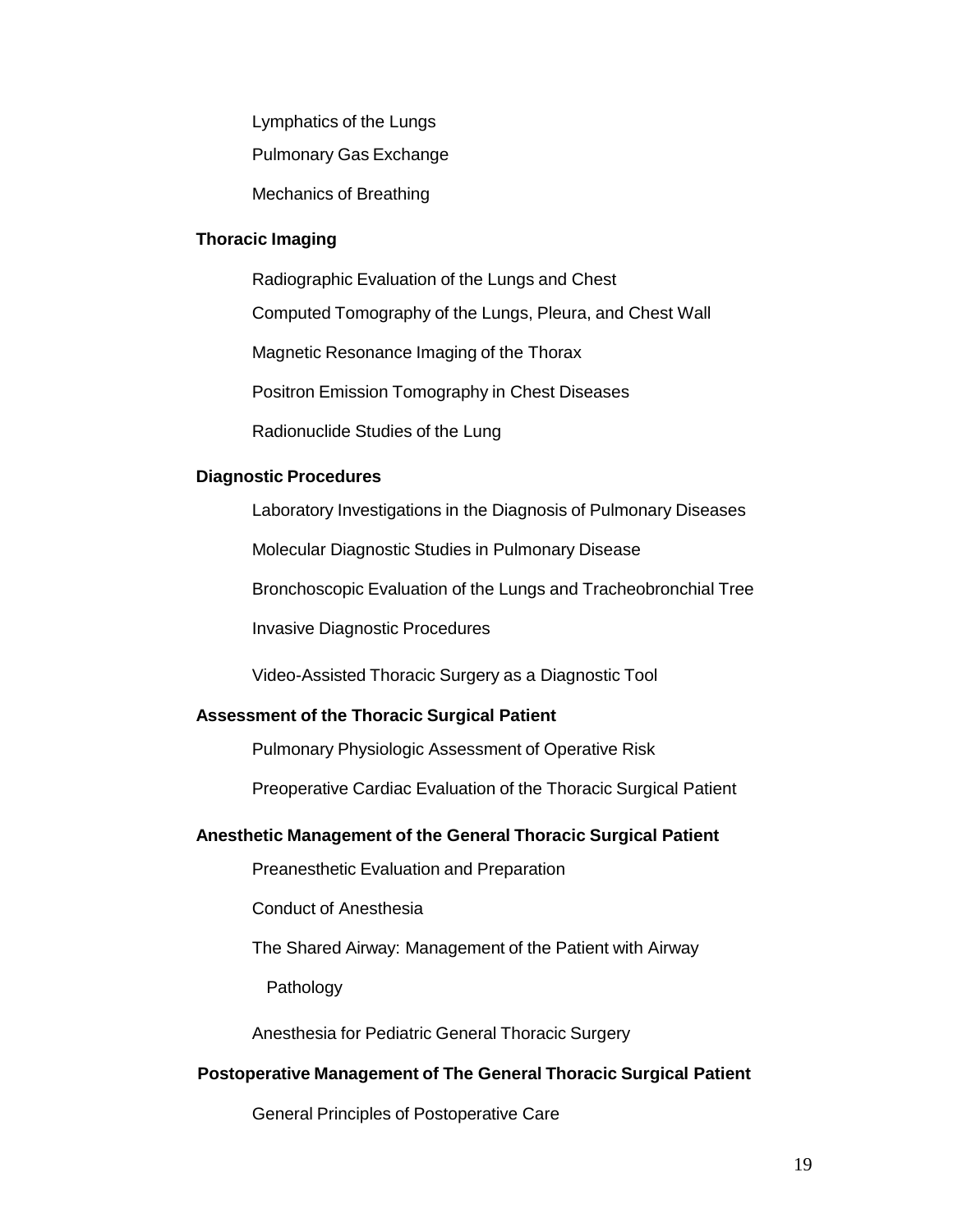Lymphatics of the Lungs

Pulmonary Gas Exchange

Mechanics of Breathing

**Thoracic Imaging**

Radiographic Evaluation of the Lungs and Chest

Computed Tomography of the Lungs, Pleura, and Chest Wall

Magnetic Resonance Imaging of the Thorax

Positron Emission Tomography in Chest Diseases

Radionuclide Studies of the Lung

**Diagnostic Procedures**

Laboratory Investigations in the Diagnosis of Pulmonary Diseases

Molecular Diagnostic Studies in Pulmonary Disease

Bronchoscopic Evaluation of the Lungs and Tracheobronchial Tree

Invasive Diagnostic Procedures

Video-Assisted Thoracic Surgery as a Diagnostic Tool

**Assessment of the Thoracic Surgical Patient**

Pulmonary Physiologic Assessment of Operative Risk

Preoperative Cardiac Evaluation of the Thoracic Surgical Patient

**Anesthetic Management of the General Thoracic Surgical Patient**

Preanesthetic Evaluation and Preparation

Conduct of Anesthesia

The Shared Airway: Management of the Patient with Airway Pathology

Anesthesia for Pediatric General Thoracic Surgery

**Postoperative Management of The General Thoracic Surgical Patient**

General Principles of Postoperative Care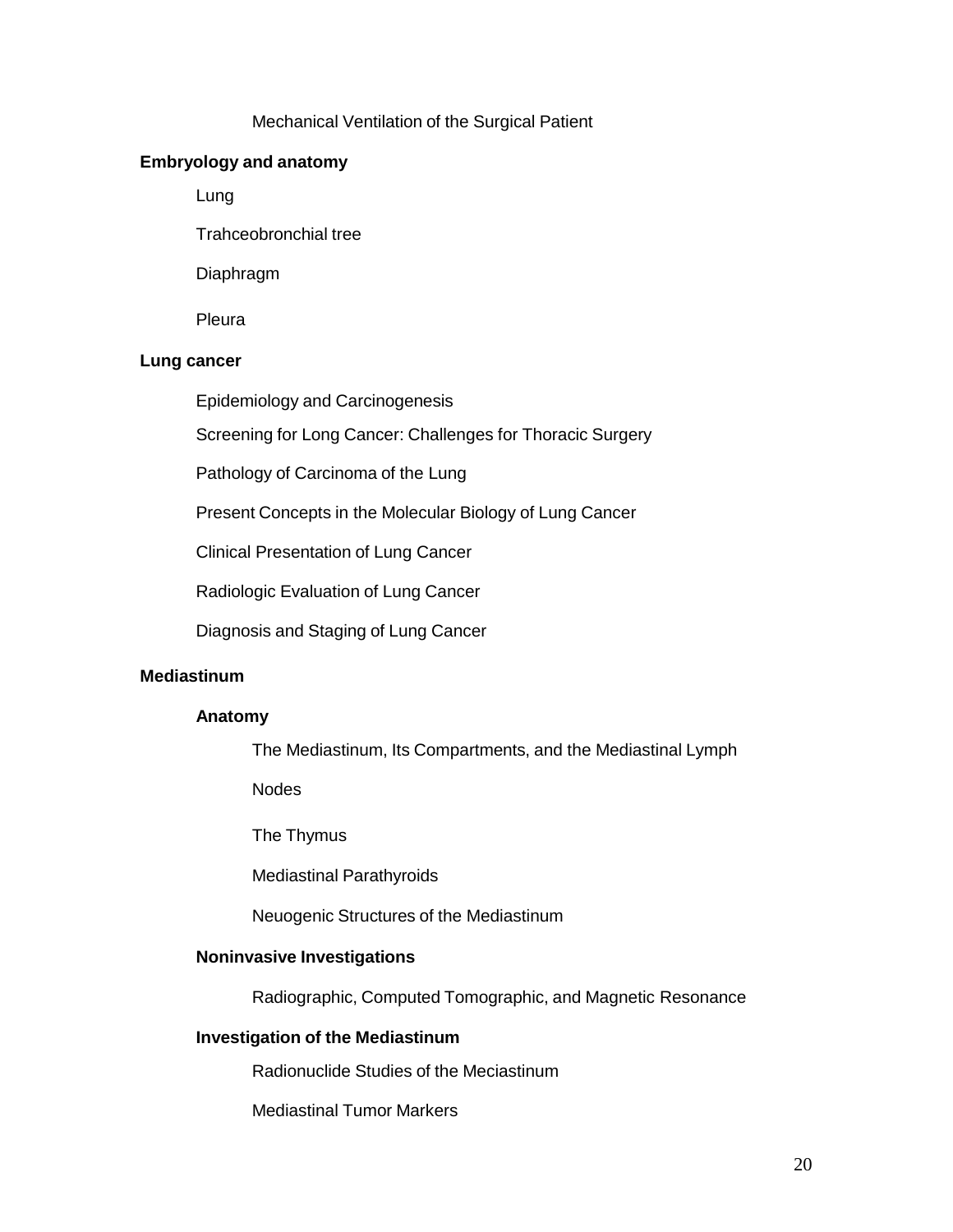Mechanical Ventilation of the Surgical Patient

**Embryology and anatomy**

Lung

Trahceobronchial tree

Diaphragm

Pleura

**Lung cancer**

Epidemiology and Carcinogenesis

Screening for Long Cancer: Challenges for Thoracic Surgery

Pathology of Carcinoma of the Lung

Present Concepts in the Molecular Biology of Lung Cancer

Clinical Presentation of Lung Cancer

Radiologic Evaluation of Lung Cancer

Diagnosis and Staging of Lung Cancer

**Mediastinum**

**Anatomy**

The Mediastinum, Its Compartments, and the Mediastinal Lymph

Nodes

The Thymus

Mediastinal Parathyroids

Neuogenic Structures of the Mediastinum

**Noninvasive Investigations**

Radiographic, Computed Tomographic, and Magnetic Resonance

**Investigation of the Mediastinum**

Radionuclide Studies of the Meciastinum

Mediastinal Tumor Markers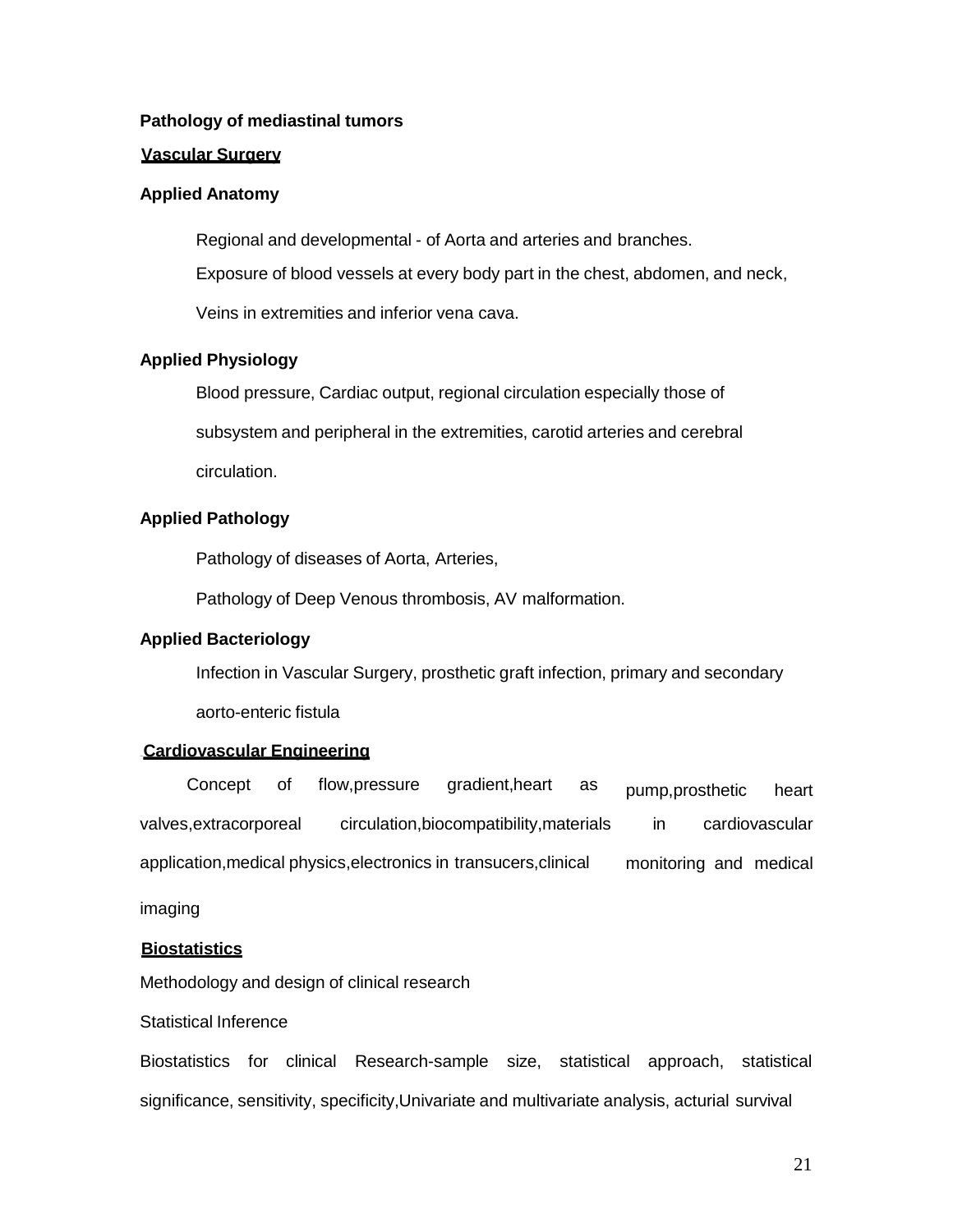**Pathology of mediastinal tumors**

**Vascular Surgery**

**Applied Anatomy**

Regional and developmental - of Aorta and arteries and branches.

Exposure of blood vessels at every body part in the chest, abdomen, and neck,

Veins in extremities and inferior vena cava.

**Applied Physiology**

Blood pressure, Cardiac output, regional circulation especially those of subsystem and peripheral in the extremities, carotid arteries and cerebral circulation.

**Applied Pathology**

Pathology of diseases of Aorta, Arteries,

Pathology of Deep Venous thrombosis, AV malformation.

**Applied Bacteriology**

Infection in Vascular Surgery, prosthetic graft infection, primary and secondary aorto-enteric fistula

**Cardiovascular Engineering**

Concept of flow,pressure gradient,heart as pump,prosthetic heart valves,extracorporeal circulation,biocompatibility,materials in cardiovascular application,medical physics,electronics in transucers,clinical monitoring and medical imaging

**Biostatistics**

Methodology and design of clinical research

Statistical Inference

Biostatistics for clinical Research-sample size, statistical approach, statistical significance, sensitivity, specificity,Univariate and multivariate analysis, acturial survival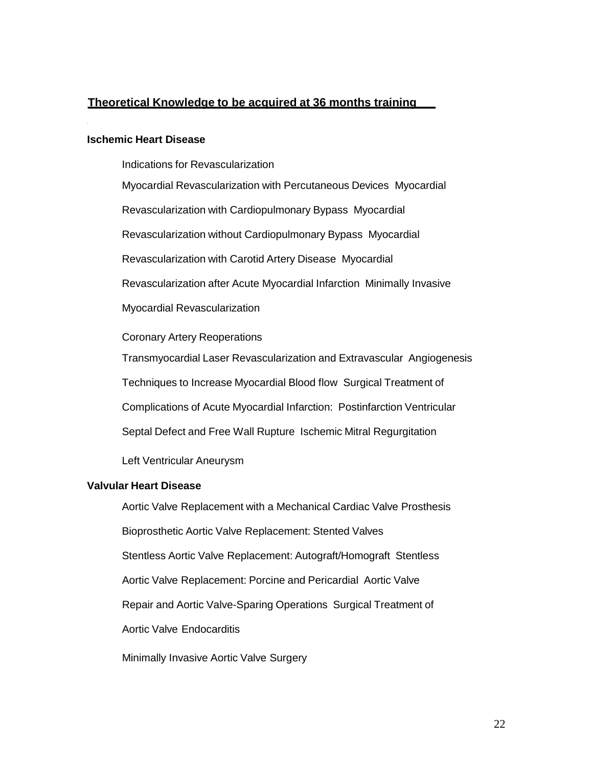## Theoretical Knowledge to be acquired at 36 months training

**Ischemic Heart Disease**

Indications for Revascularization

Myocardial Revascularization with Percutaneous Devices  Myocardial

Revascularization with Cardiopulmonary Bypass  Myocardial

Revascularization without Cardiopulmonary Bypass  Myocardial

Revascularization with Carotid Artery Disease  Myocardial

Revascularization after Acute Myocardial Infarction  Minimally Invasive

Myocardial Revascularization

Coronary Artery Reoperations

Transmyocardial Laser Revascularization and Extravascular  Angiogenesis

Techniques to Increase Myocardial Blood flow  Surgical Treatment of

Complications of Acute Myocardial Infarction:  Postinfarction Ventricular

Septal Defect and Free Wall Rupture  Ischemic Mitral Regurgitation

Left Ventricular Aneurysm

**Valvular Heart Disease**

Aortic Valve Replacement with a Mechanical Cardiac Valve Prosthesis

Bioprosthetic Aortic Valve Replacement: Stented Valves

Stentless Aortic Valve Replacement: Autograft/Homograft  Stentless

Aortic Valve Replacement: Porcine and Pericardial  Aortic Valve

Repair and Aortic Valve-Sparing Operations  Surgical Treatment of

Aortic Valve Endocarditis

Minimally Invasive Aortic Valve Surgery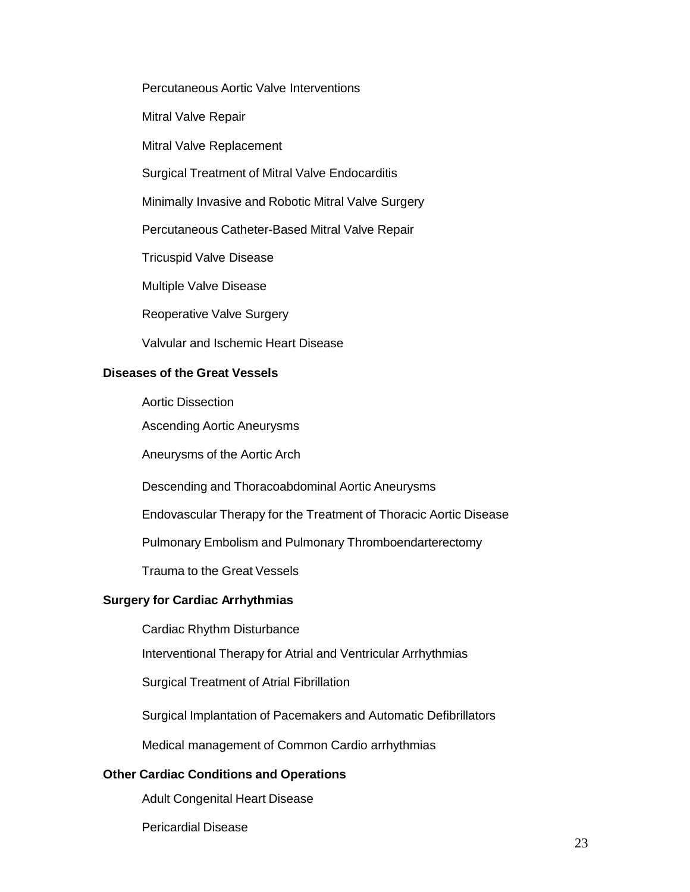Percutaneous Aortic Valve Interventions

Mitral Valve Repair

Mitral Valve Replacement

Surgical Treatment of Mitral Valve Endocarditis

Minimally Invasive and Robotic Mitral Valve Surgery

Percutaneous Catheter-Based Mitral Valve Repair

Tricuspid Valve Disease

Multiple Valve Disease

Reoperative Valve Surgery

Valvular and Ischemic Heart Disease

**Diseases of the Great Vessels**

Aortic Dissection

Ascending Aortic Aneurysms

Aneurysms of the Aortic Arch

Descending and Thoracoabdominal Aortic Aneurysms

Endovascular Therapy for the Treatment of Thoracic Aortic Disease

Pulmonary Embolism and Pulmonary Thromboendarterectomy

Trauma to the Great Vessels

**Surgery for Cardiac Arrhythmias**

Cardiac Rhythm Disturbance

Interventional Therapy for Atrial and Ventricular Arrhythmias

Surgical Treatment of Atrial Fibrillation

Surgical Implantation of Pacemakers and Automatic Defibrillators

Medical management of Common Cardio arrhythmias

**Other Cardiac Conditions and Operations**

Adult Congenital Heart Disease

Pericardial Disease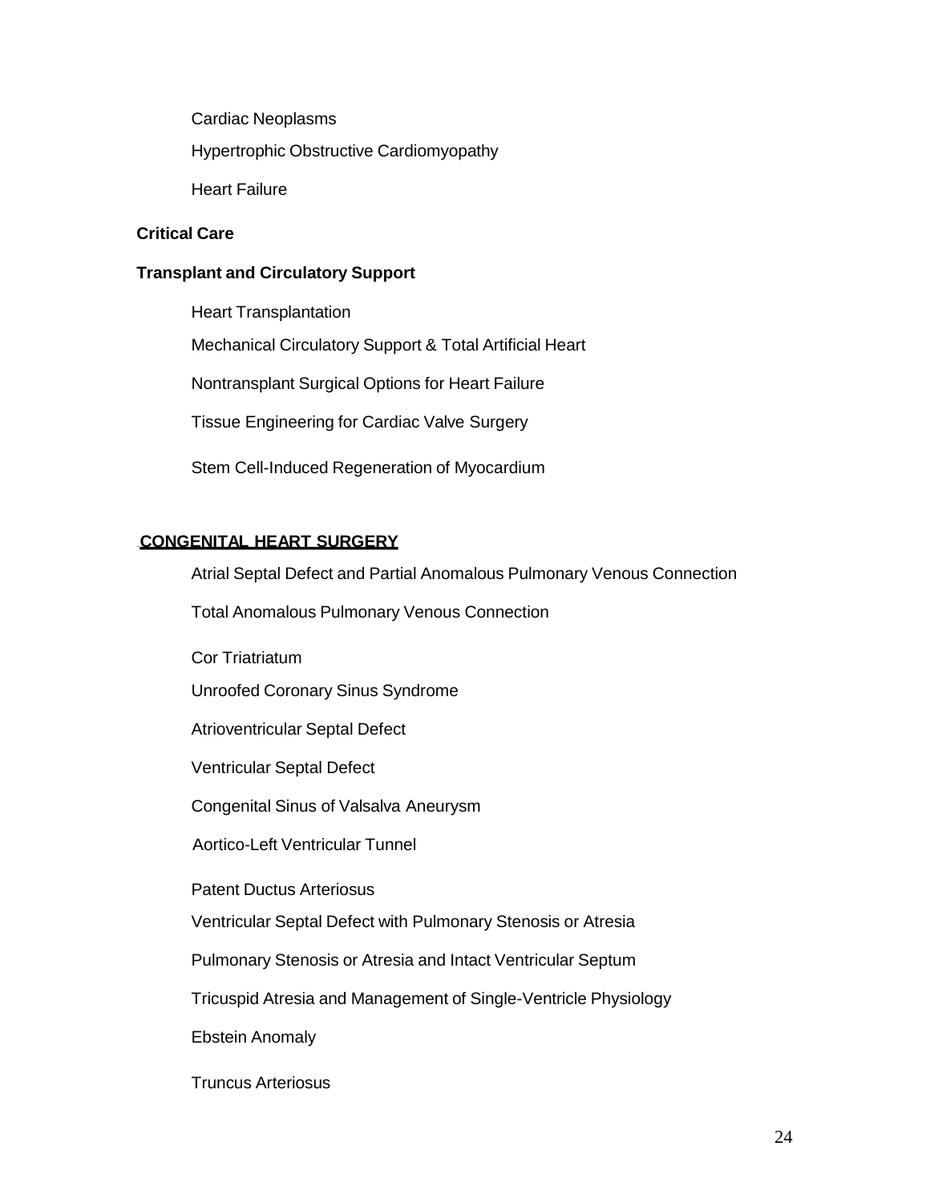Cardiac Neoplasms

Hypertrophic Obstructive Cardiomyopathy

Heart Failure

**Critical Care**

**Transplant and Circulatory Support**

Heart Transplantation

Mechanical Circulatory Support & Total Artificial Heart

Nontransplant Surgical Options for Heart Failure

Tissue Engineering for Cardiac Valve Surgery

Stem Cell-Induced Regeneration of Myocardium

## CONGENITAL HEART SURGERY

Atrial Septal Defect and Partial Anomalous Pulmonary Venous Connection

Total Anomalous Pulmonary Venous Connection

Cor Triatriatum

Unroofed Coronary Sinus Syndrome

Atrioventricular Septal Defect

Ventricular Septal Defect

Congenital Sinus of Valsalva Aneurysm

Aortico-Left Ventricular Tunnel

Patent Ductus Arteriosus

Ventricular Septal Defect with Pulmonary Stenosis or Atresia

Pulmonary Stenosis or Atresia and Intact Ventricular Septum

Tricuspid Atresia and Management of Single-Ventricle Physiology

Ebstein Anomaly

Truncus Arteriosus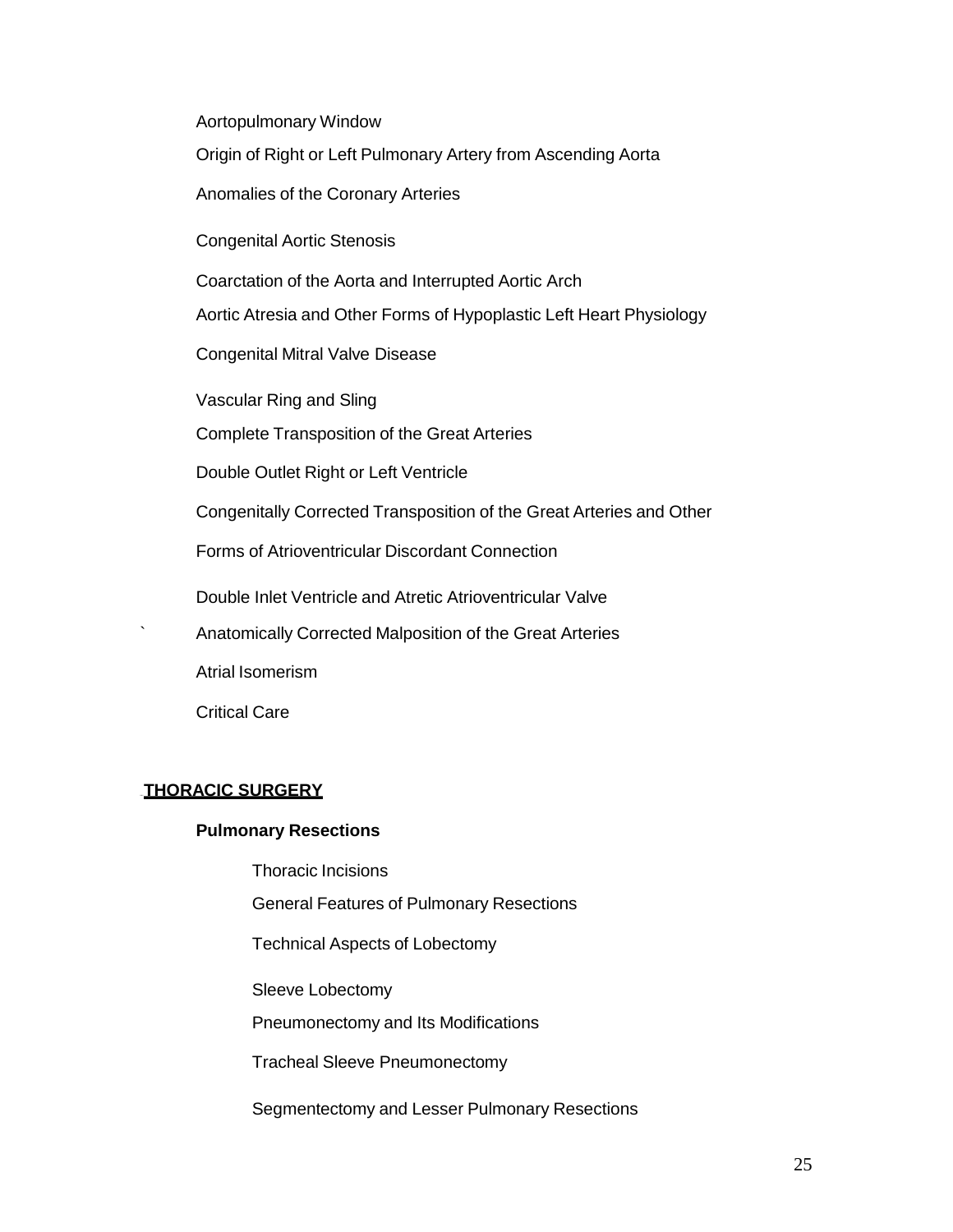Aortopulmonary Window

Origin of Right or Left Pulmonary Artery from Ascending Aorta

Anomalies of the Coronary Arteries

Congenital Aortic Stenosis

Coarctation of the Aorta and Interrupted Aortic Arch

Aortic Atresia and Other Forms of Hypoplastic Left Heart Physiology

Congenital Mitral Valve Disease

Vascular Ring and Sling

Complete Transposition of the Great Arteries

Double Outlet Right or Left Ventricle

Congenitally Corrected Transposition of the Great Arteries and Other

Forms of Atrioventricular Discordant Connection

Double Inlet Ventricle and Atretic Atrioventricular Valve

` Anatomically Corrected Malposition of the Great Arteries

Atrial Isomerism

Critical Care

## THORACIC SURGERY

### Pulmonary Resections

Thoracic Incisions

General Features of Pulmonary Resections

Technical Aspects of Lobectomy

Sleeve Lobectomy

Pneumonectomy and Its Modifications

Tracheal Sleeve Pneumonectomy

Segmentectomy and Lesser Pulmonary Resections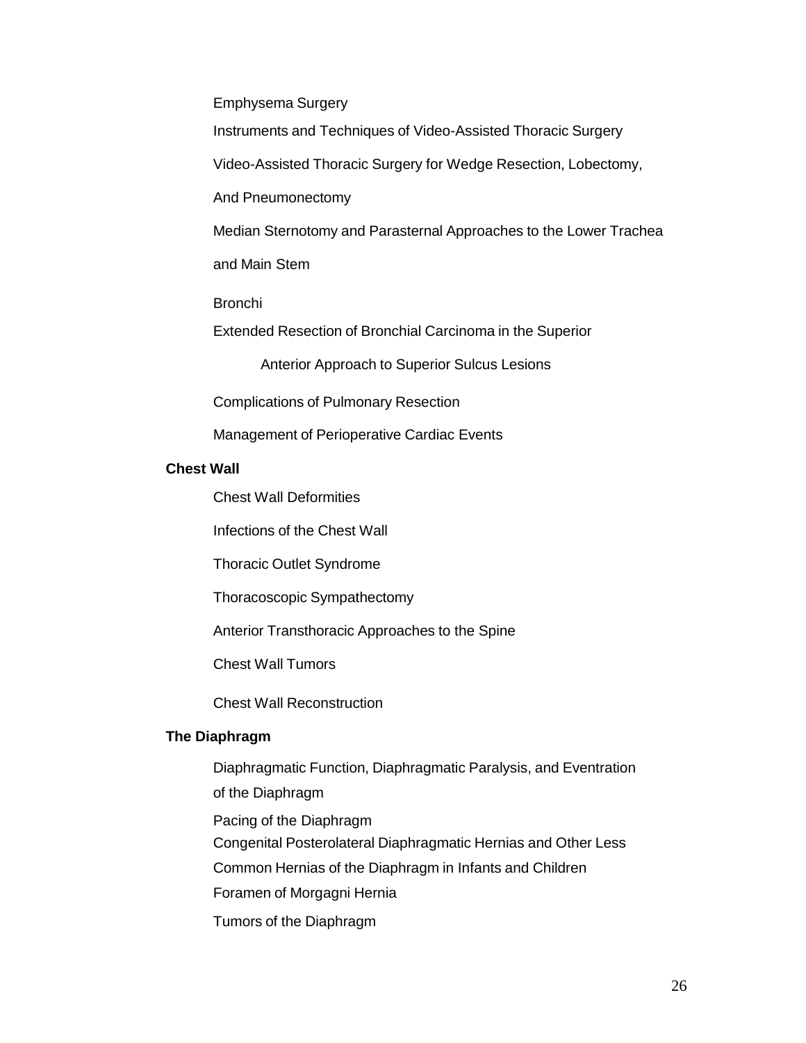Emphysema Surgery

Instruments and Techniques of Video-Assisted Thoracic Surgery

Video-Assisted Thoracic Surgery for Wedge Resection, Lobectomy,

And Pneumonectomy

Median Sternotomy and Parasternal Approaches to the Lower Trachea

and Main Stem

Bronchi

Extended Resection of Bronchial Carcinoma in the Superior

Anterior Approach to Superior Sulcus Lesions

Complications of Pulmonary Resection

Management of Perioperative Cardiac Events

**Chest Wall**

Chest Wall Deformities

Infections of the Chest Wall

Thoracic Outlet Syndrome

Thoracoscopic Sympathectomy

Anterior Transthoracic Approaches to the Spine

Chest Wall Tumors

Chest Wall Reconstruction

**The Diaphragm**

Diaphragmatic Function, Diaphragmatic Paralysis, and Eventration of the Diaphragm

Pacing of the Diaphragm

Congenital Posterolateral Diaphragmatic Hernias and Other Less

Common Hernias of the Diaphragm in Infants and Children

Foramen of Morgagni Hernia

Tumors of the Diaphragm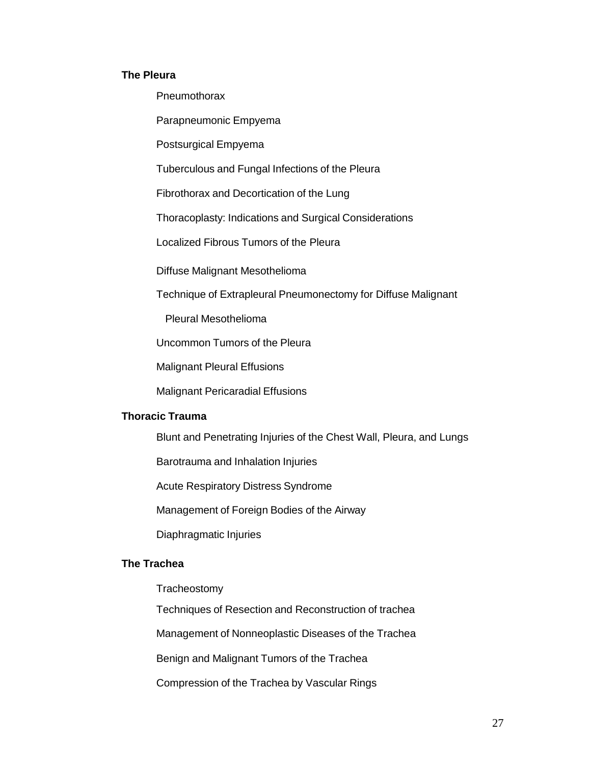**The Pleura**

Pneumothorax

Parapneumonic Empyema

Postsurgical Empyema

Tuberculous and Fungal Infections of the Pleura

Fibrothorax and Decortication of the Lung

Thoracoplasty: Indications and Surgical Considerations

Localized Fibrous Tumors of the Pleura

Diffuse Malignant Mesothelioma

Technique of Extrapleural Pneumonectomy for Diffuse Malignant Pleural Mesothelioma

Uncommon Tumors of the Pleura

Malignant Pleural Effusions

Malignant Pericaradial Effusions

**Thoracic Trauma**

Blunt and Penetrating Injuries of the Chest Wall, Pleura, and Lungs

Barotrauma and Inhalation Injuries

Acute Respiratory Distress Syndrome

Management of Foreign Bodies of the Airway

Diaphragmatic Injuries

**The Trachea**

Tracheostomy

Techniques of Resection and Reconstruction of trachea

Management of Nonneoplastic Diseases of the Trachea

Benign and Malignant Tumors of the Trachea

Compression of the Trachea by Vascular Rings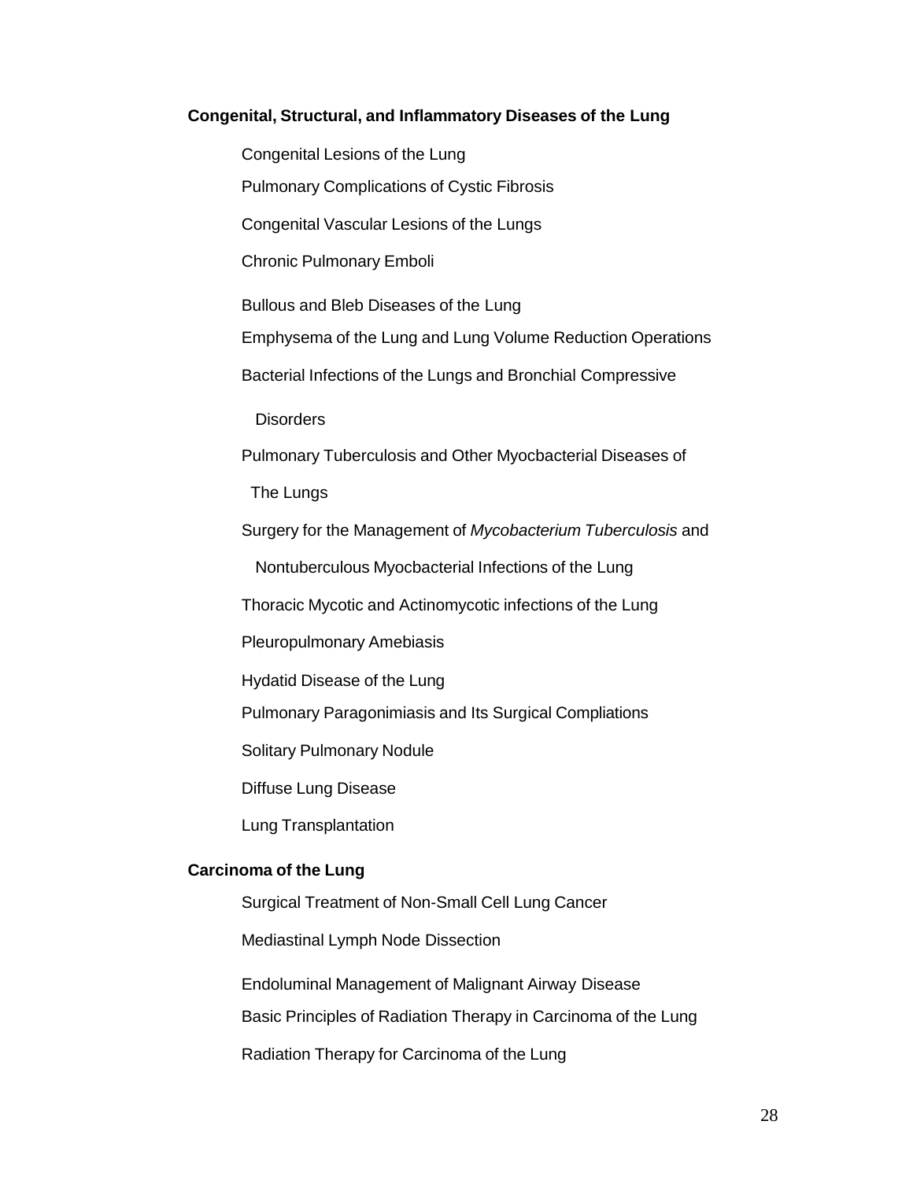**Congenital, Structural, and Inflammatory Diseases of the Lung**

- Congenital Lesions of the Lung
- Pulmonary Complications of Cystic Fibrosis
- Congenital Vascular Lesions of the Lungs
- Chronic Pulmonary Emboli
- Bullous and Bleb Diseases of the Lung
- Emphysema of the Lung and Lung Volume Reduction Operations
- Bacterial Infections of the Lungs and Bronchial Compressive Disorders
- Pulmonary Tuberculosis and Other Myocbacterial Diseases of The Lungs
- Surgery for the Management of *Mycobacterium Tuberculosis* and Nontuberculous Myocbacterial Infections of the Lung
- Thoracic Mycotic and Actinomycotic infections of the Lung
- Pleuropulmonary Amebiasis
- Hydatid Disease of the Lung
- Pulmonary Paragonimiasis and Its Surgical Compliations
- Solitary Pulmonary Nodule
- Diffuse Lung Disease
- Lung Transplantation

**Carcinoma of the Lung**

- Surgical Treatment of Non-Small Cell Lung Cancer
- Mediastinal Lymph Node Dissection
- Endoluminal Management of Malignant Airway Disease
- Basic Principles of Radiation Therapy in Carcinoma of the Lung
- Radiation Therapy for Carcinoma of the Lung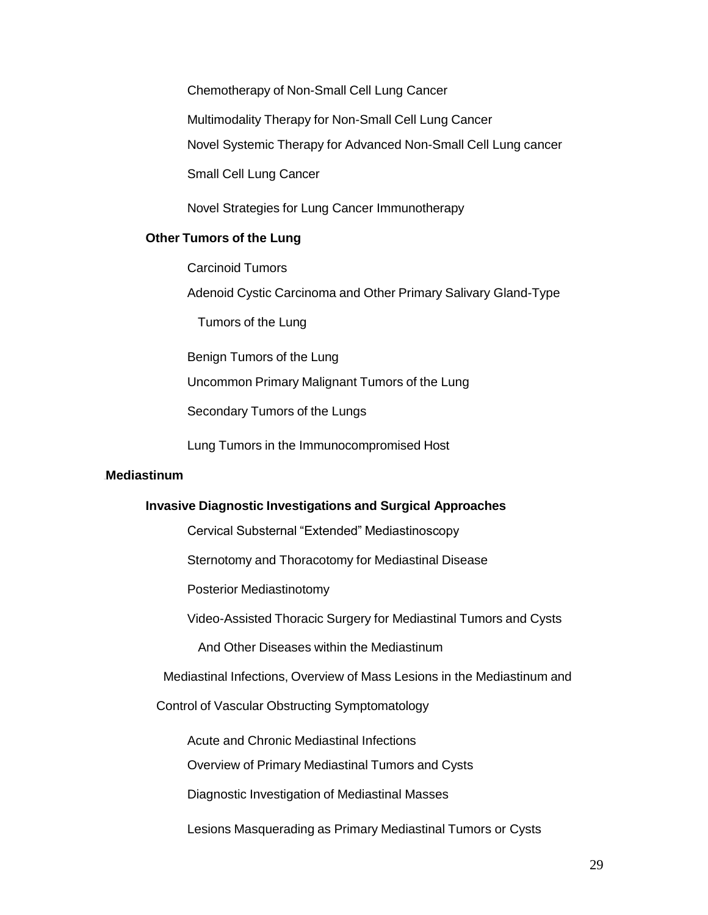Chemotherapy of Non-Small Cell Lung Cancer

Multimodality Therapy for Non-Small Cell Lung Cancer

Novel Systemic Therapy for Advanced Non-Small Cell Lung cancer

Small Cell Lung Cancer

Novel Strategies for Lung Cancer Immunotherapy

**Other Tumors of the Lung**

Carcinoid Tumors

Adenoid Cystic Carcinoma and Other Primary Salivary Gland-Type Tumors of the Lung

Benign Tumors of the Lung

Uncommon Primary Malignant Tumors of the Lung

Secondary Tumors of the Lungs

Lung Tumors in the Immunocompromised Host

**Mediastinum**

**Invasive Diagnostic Investigations and Surgical Approaches**

Cervical Substernal "Extended" Mediastinoscopy

Sternotomy and Thoracotomy for Mediastinal Disease

Posterior Mediastinotomy

Video-Assisted Thoracic Surgery for Mediastinal Tumors and Cysts And Other Diseases within the Mediastinum

Mediastinal Infections, Overview of Mass Lesions in the Mediastinum and Control of Vascular Obstructing Symptomatology

Acute and Chronic Mediastinal Infections

Overview of Primary Mediastinal Tumors and Cysts

Diagnostic Investigation of Mediastinal Masses

Lesions Masquerading as Primary Mediastinal Tumors or Cysts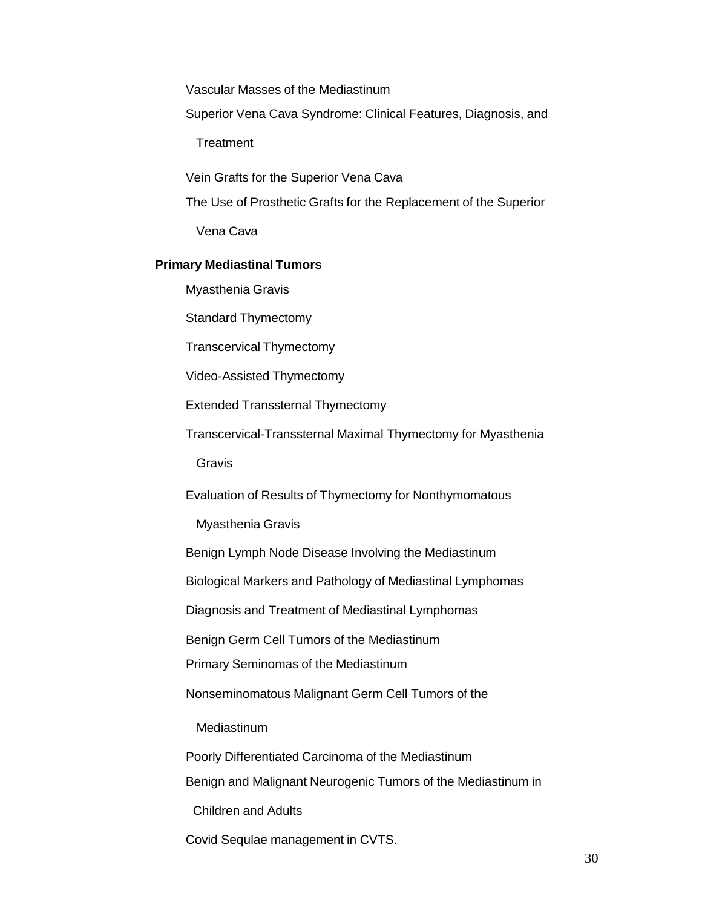Vascular Masses of the Mediastinum

Superior Vena Cava Syndrome: Clinical Features, Diagnosis, and Treatment

Vein Grafts for the Superior Vena Cava

The Use of Prosthetic Grafts for the Replacement of the Superior Vena Cava

**Primary Mediastinal Tumors**

Myasthenia Gravis

Standard Thymectomy

Transcervical Thymectomy

Video-Assisted Thymectomy

Extended Transsternal Thymectomy

Transcervical-Transsternal Maximal Thymectomy for Myasthenia Gravis

Evaluation of Results of Thymectomy for Nonthymomatous Myasthenia Gravis

Benign Lymph Node Disease Involving the Mediastinum

Biological Markers and Pathology of Mediastinal Lymphomas

Diagnosis and Treatment of Mediastinal Lymphomas

Benign Germ Cell Tumors of the Mediastinum

Primary Seminomas of the Mediastinum

Nonseminomatous Malignant Germ Cell Tumors of the Mediastinum

Poorly Differentiated Carcinoma of the Mediastinum

Benign and Malignant Neurogenic Tumors of the Mediastinum in Children and Adults

Covid Sequlae management in CVTS.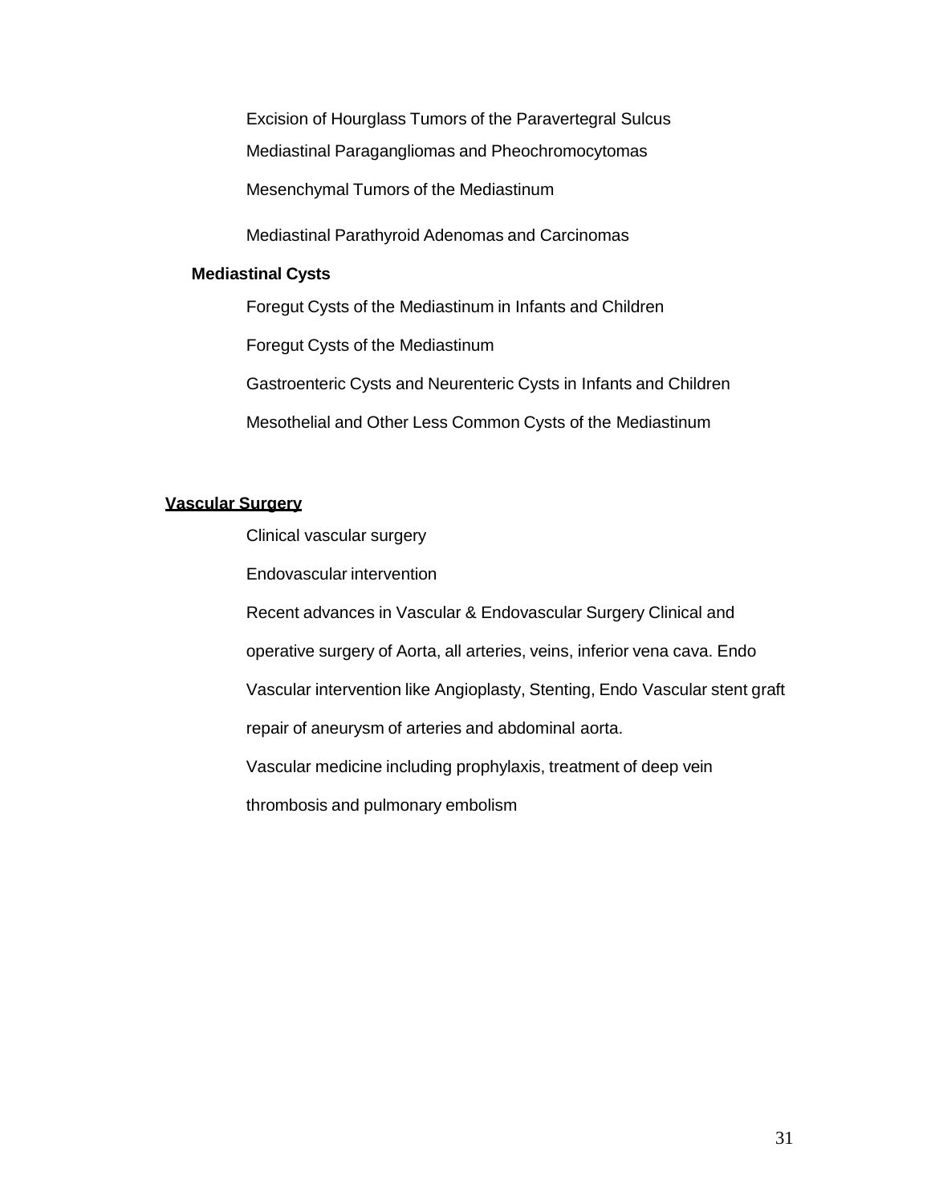Excision of Hourglass Tumors of the Paravertegral Sulcus

Mediastinal Paragangliomas and Pheochromocytomas

Mesenchymal Tumors of the Mediastinum

Mediastinal Parathyroid Adenomas and Carcinomas

**Mediastinal Cysts**

Foregut Cysts of the Mediastinum in Infants and Children

Foregut Cysts of the Mediastinum

Gastroenteric Cysts and Neurenteric Cysts in Infants and Children

Mesothelial and Other Less Common Cysts of the Mediastinum

**Vascular Surgery**

Clinical vascular surgery

Endovascular intervention

Recent advances in Vascular & Endovascular Surgery Clinical and operative surgery of Aorta, all arteries, veins, inferior vena cava. Endo Vascular intervention like Angioplasty, Stenting, Endo Vascular stent graft repair of aneurysm of arteries and abdominal aorta.

Vascular medicine including prophylaxis, treatment of deep vein thrombosis and pulmonary embolism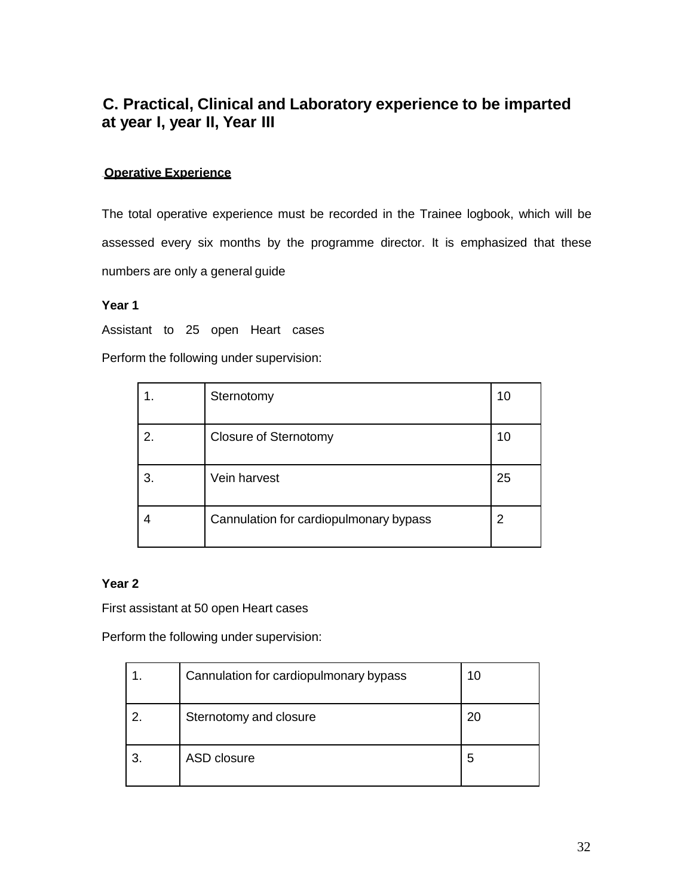## C. Practical, Clinical and Laboratory experience to be imparted at year I, year II, Year III

**Operative Experience**

The total operative experience must be recorded in the Trainee logbook, which will be assessed every six months by the programme director. It is emphasized that these numbers are only a general guide

**Year 1**

Assistant to 25 open Heart cases

Perform the following under supervision:

| | | |
|---|---|---|
| 1. | Sternotomy | 10 |
| 2. | Closure of Sternotomy | 10 |
| 3. | Vein harvest | 25 |
| 4 | Cannulation for cardiopulmonary bypass | 2 |

**Year 2**

First assistant at 50 open Heart cases

Perform the following under supervision:

| | | |
|---|---|---|
| 1. | Cannulation for cardiopulmonary bypass | 10 |
| 2. | Sternotomy and closure | 20 |
| 3. | ASD closure | 5 |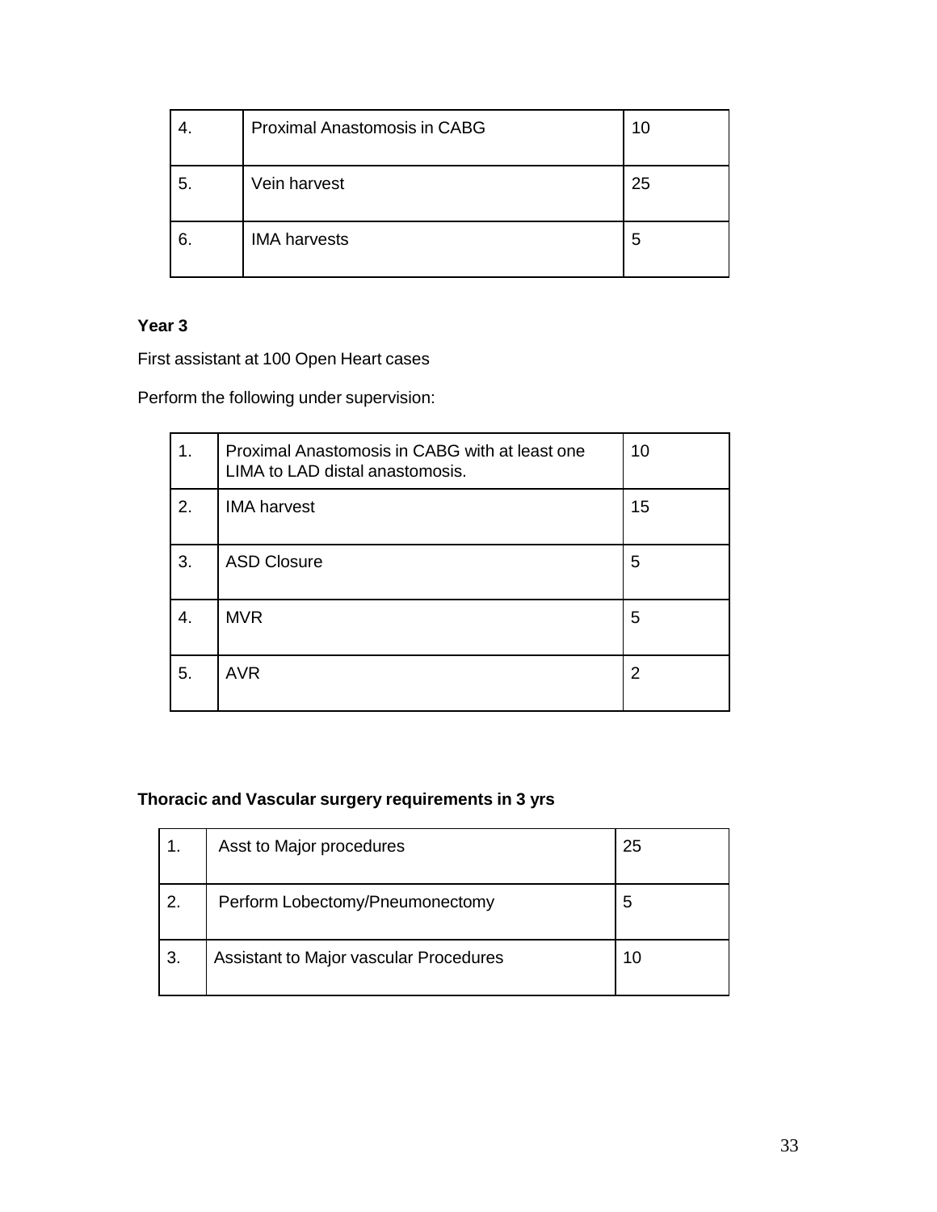| 4. | Proximal Anastomosis in CABG | 10 |
|---|---|---|
| 5. | Vein harvest | 25 |
| 6. | IMA harvests | 5 |

**Year 3**

First assistant at 100 Open Heart cases

Perform the following under supervision:

| 1. | Proximal Anastomosis in CABG with at least one LIMA to LAD distal anastomosis. | 10 |
|---|---|---|
| 2. | IMA harvest | 15 |
| 3. | ASD Closure | 5 |
| 4. | MVR | 5 |
| 5. | AVR | 2 |

**Thoracic and Vascular surgery requirements in 3 yrs**

| 1. | Asst to Major procedures | 25 |
|---|---|---|
| 2. | Perform Lobectomy/Pneumonectomy | 5 |
| 3. | Assistant to Major vascular Procedures | 10 |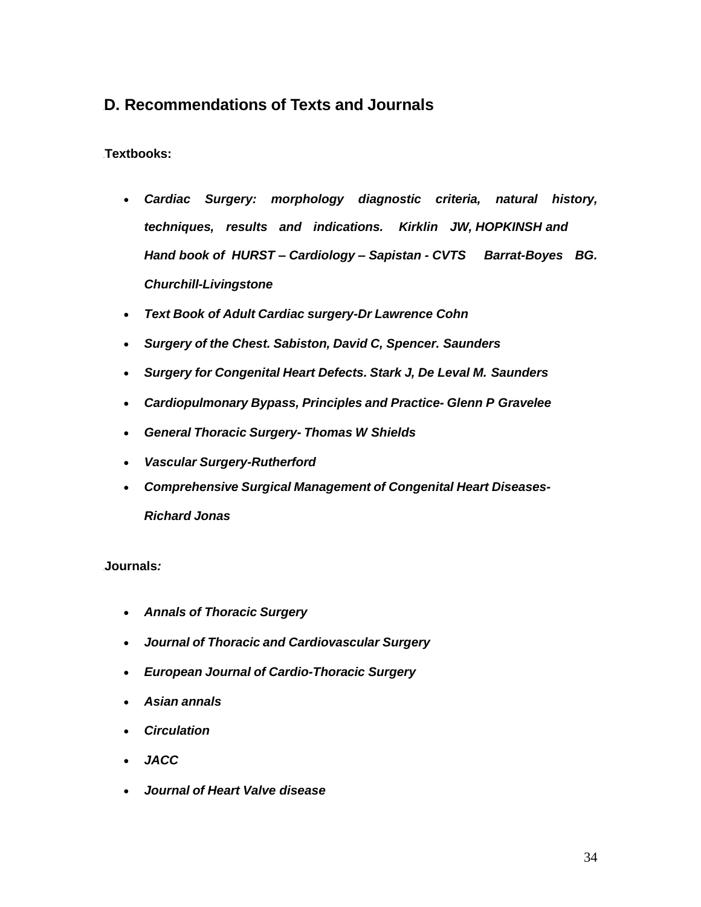## D. Recommendations of Texts and Journals

**Textbooks:**

- ***Cardiac Surgery: morphology diagnostic criteria, natural history, techniques, results and indications. Kirklin JW, HOPKINSH and Hand book of HURST – Cardiology – Sapistan - CVTS Barrat-Boyes BG. Churchill-Livingstone***
- ***Text Book of Adult Cardiac surgery-Dr Lawrence Cohn***
- ***Surgery of the Chest. Sabiston, David C, Spencer. Saunders***
- ***Surgery for Congenital Heart Defects. Stark J, De Leval M. Saunders***
- ***Cardiopulmonary Bypass, Principles and Practice- Glenn P Gravelee***
- ***General Thoracic Surgery- Thomas W Shields***
- ***Vascular Surgery-Rutherford***
- ***Comprehensive Surgical Management of Congenital Heart Diseases- Richard Jonas***

**Journals*:***

- ***Annals of Thoracic Surgery***
- ***Journal of Thoracic and Cardiovascular Surgery***
- ***European Journal of Cardio-Thoracic Surgery***
- ***Asian annals***
- ***Circulation***
- ***JACC***
- ***Journal of Heart Valve disease***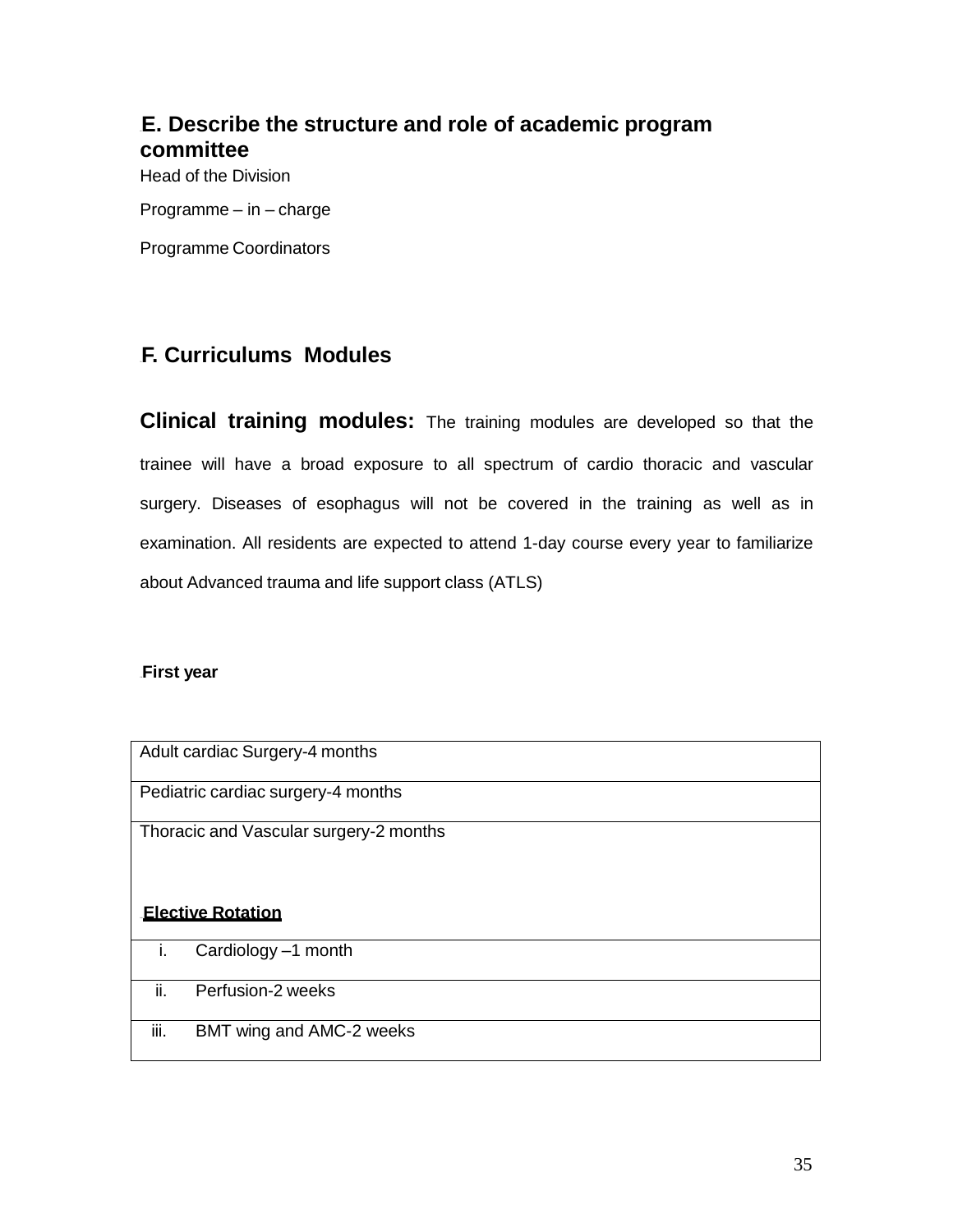## E. Describe the structure and role of academic program committee

Head of the Division

Programme – in – charge

Programme Coordinators

## F. Curriculums Modules

**Clinical training modules:** The training modules are developed so that the trainee will have a broad exposure to all spectrum of cardio thoracic and vascular surgery. Diseases of esophagus will not be covered in the training as well as in examination. All residents are expected to attend 1-day course every year to familiarize about Advanced trauma and life support class (ATLS)

**First year**

| Adult cardiac Surgery-4 months |
|---|
| Pediatric cardiac surgery-4 months |
| Thoracic and Vascular surgery-2 months<br><br>**Elective Rotation** |
| i. Cardiology –1 month |
| ii. Perfusion-2 weeks |
| iii. BMT wing and AMC-2 weeks |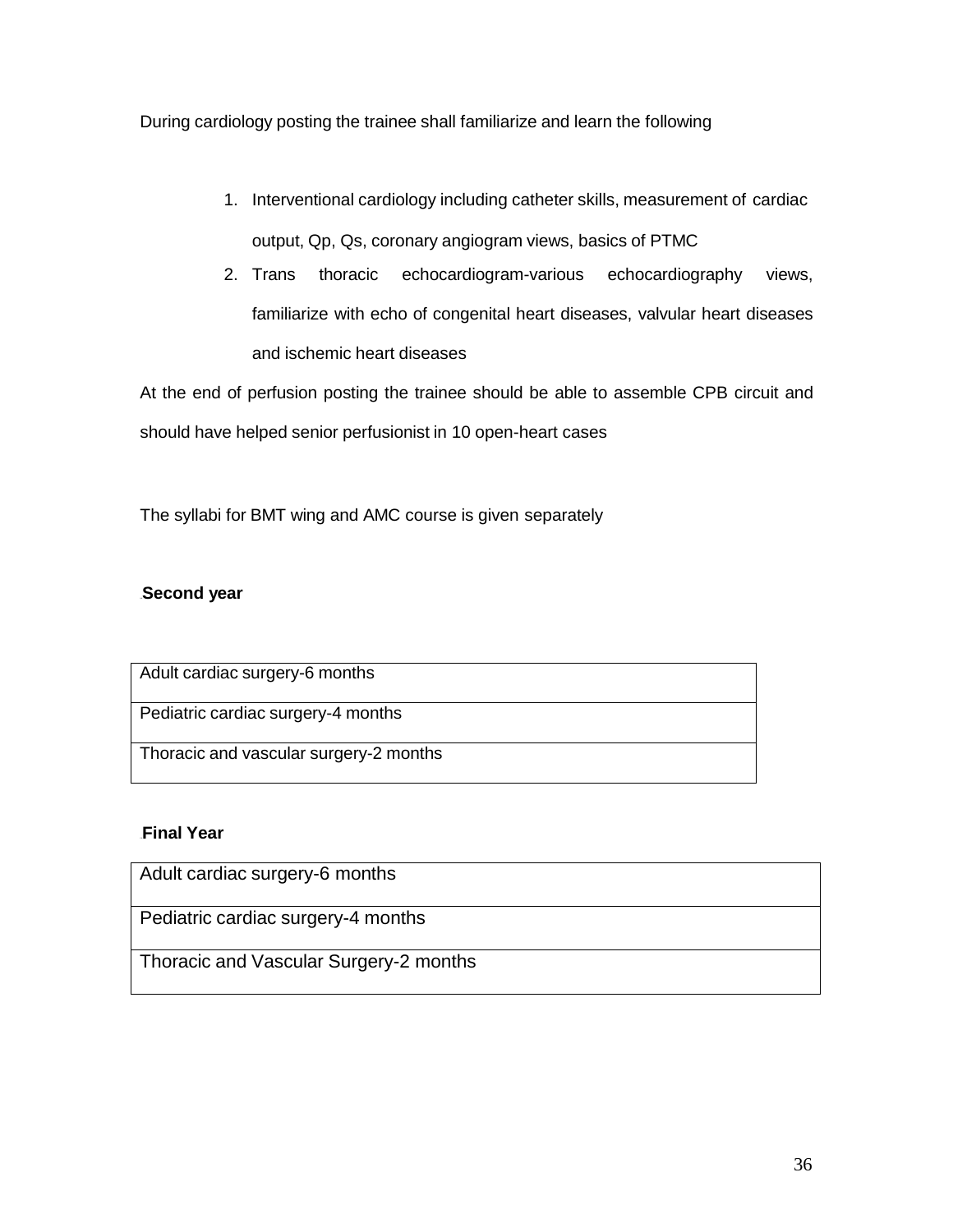During cardiology posting the trainee shall familiarize and learn the following

1. Interventional cardiology including catheter skills, measurement of cardiac output, Qp, Qs, coronary angiogram views, basics of PTMC
2. Trans thoracic echocardiogram-various echocardiography views, familiarize with echo of congenital heart diseases, valvular heart diseases and ischemic heart diseases

At the end of perfusion posting the trainee should be able to assemble CPB circuit and should have helped senior perfusionist in 10 open-heart cases

The syllabi for BMT wing and AMC course is given separately

**Second year**

| Adult cardiac surgery-6 months |
|---|
| Pediatric cardiac surgery-4 months |
| Thoracic and vascular surgery-2 months |

**Final Year**

| Adult cardiac surgery-6 months |
|---|
| Pediatric cardiac surgery-4 months |
| Thoracic and Vascular Surgery-2 months |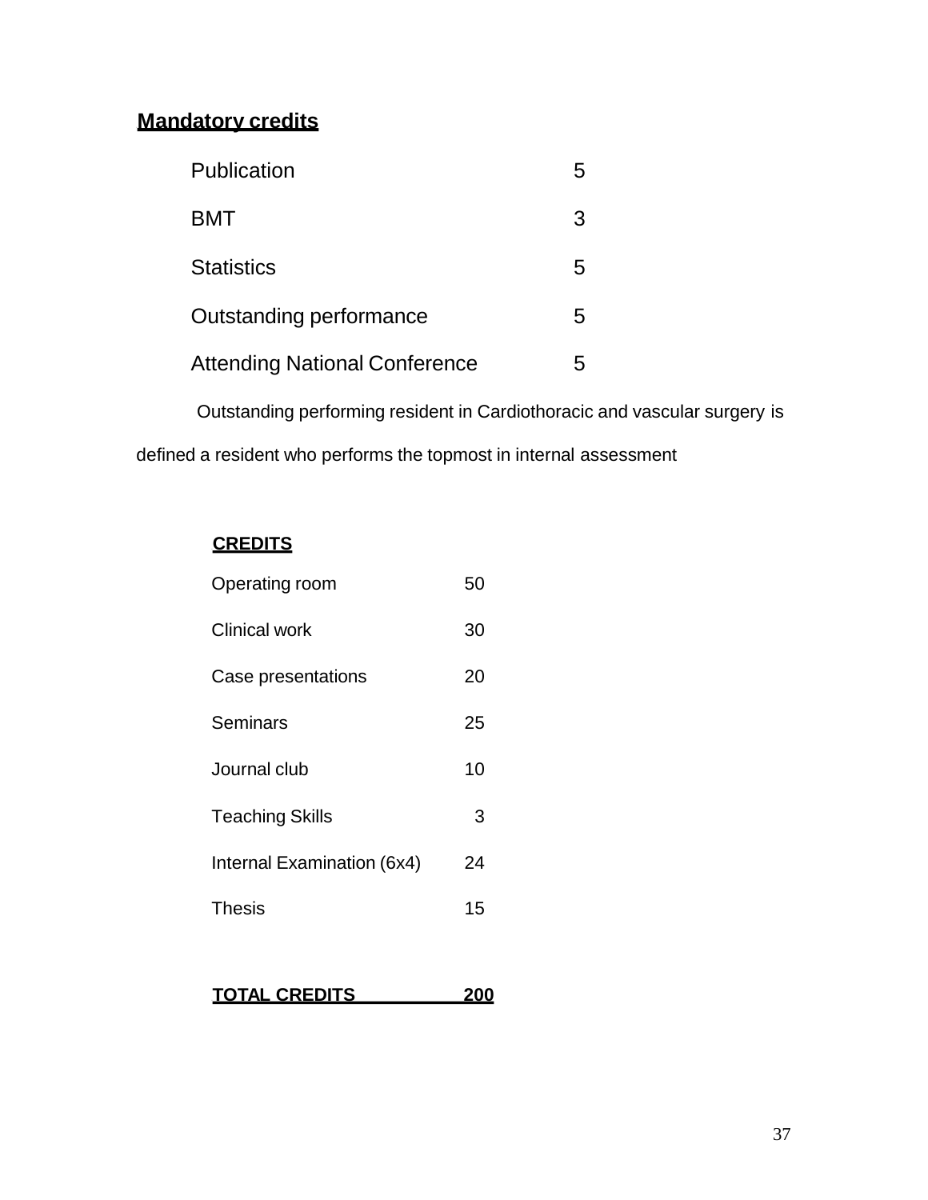**Mandatory credits**

| | |
|---|---|
| Publication | 5 |
| BMT | 3 |
| Statistics | 5 |
| Outstanding performance | 5 |
| Attending National Conference | 5 |

Outstanding performing resident in Cardiothoracic and vascular surgery is defined a resident who performs the topmost in internal assessment

**CREDITS**

| | |
|---|---|
| Operating room | 50 |
| Clinical work | 30 |
| Case presentations | 20 |
| Seminars | 25 |
| Journal club | 10 |
| Teaching Skills | 3 |
| Internal Examination (6x4) | 24 |
| Thesis | 15 |
| **TOTAL CREDITS** | **200** |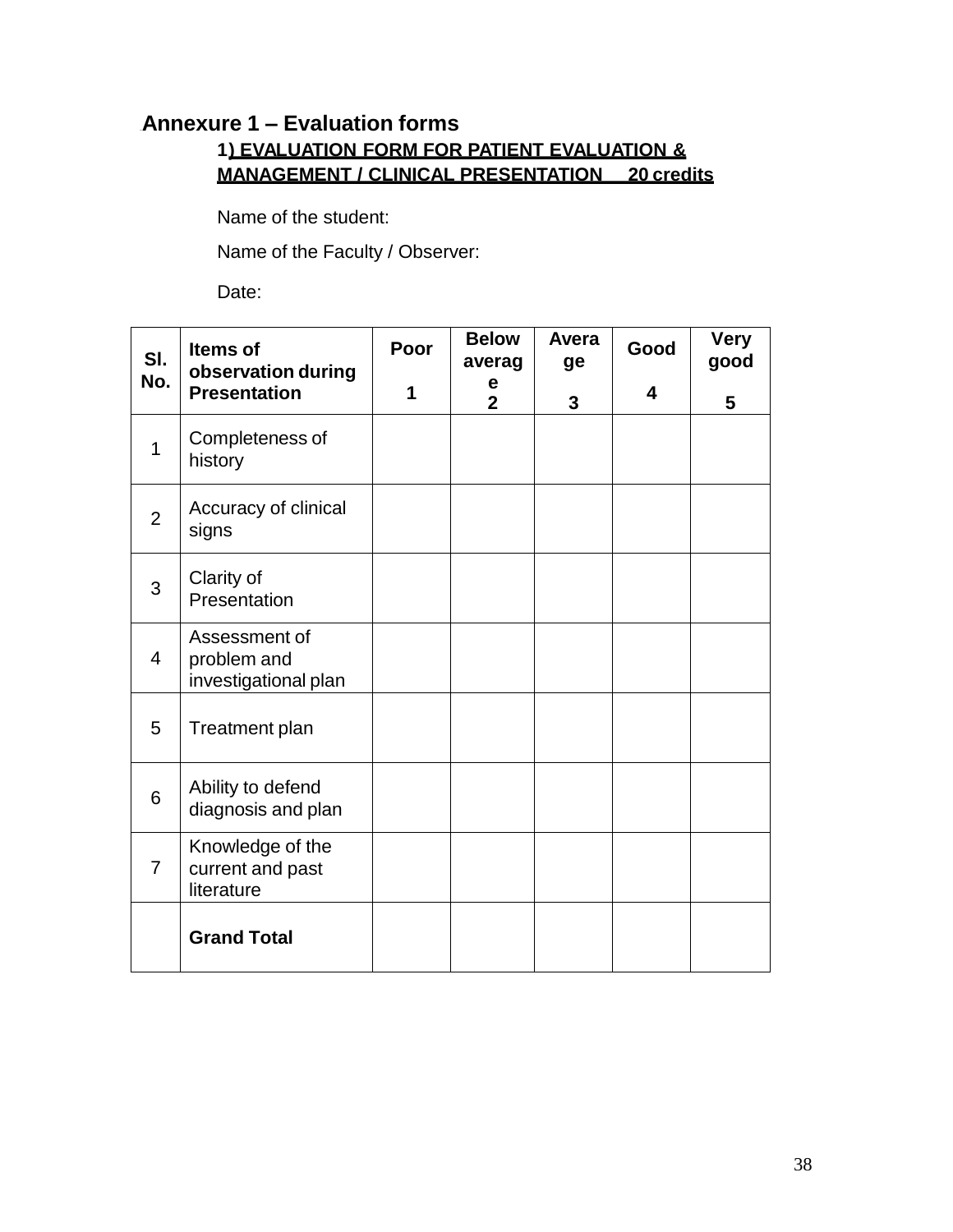## Annexure 1 – Evaluation forms

### 1) EVALUATION FORM FOR PATIENT EVALUATION & MANAGEMENT / CLINICAL PRESENTATION 20 credits

Name of the student:

Name of the Faculty / Observer:

Date:

| Sl. No. | Items of observation during Presentation | Poor 1 | Below average 2 | Average 3 | Good 4 | Very good 5 |
|---|---|---|---|---|---|---|
| 1 | Completeness of history | | | | | |
| 2 | Accuracy of clinical signs | | | | | |
| 3 | Clarity of Presentation | | | | | |
| 4 | Assessment of problem and investigational plan | | | | | |
| 5 | Treatment plan | | | | | |
| 6 | Ability to defend diagnosis and plan | | | | | |
| 7 | Knowledge of the current and past literature | | | | | |
| | **Grand Total** | | | | | |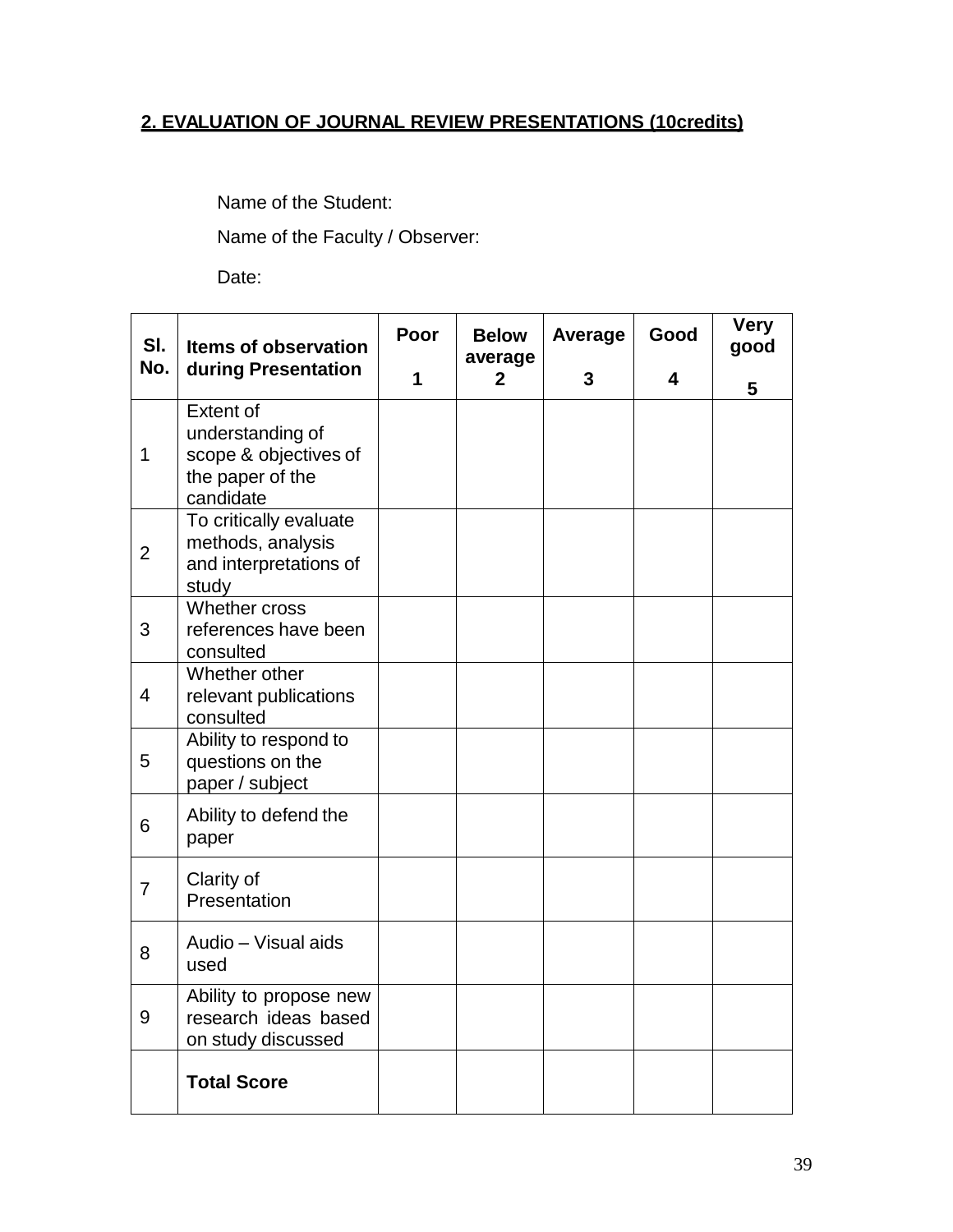## 2. EVALUATION OF JOURNAL REVIEW PRESENTATIONS (10credits)

Name of the Student:

Name of the Faculty / Observer:

Date:

| Sl. No. | Items of observation during Presentation | Poor 1 | Below average 2 | Average 3 | Good 4 | Very good 5 |
|---|---|---|---|---|---|---|
| 1 | Extent of understanding of scope & objectives of the paper of the candidate | | | | | |
| 2 | To critically evaluate methods, analysis and interpretations of study | | | | | |
| 3 | Whether cross references have been consulted | | | | | |
| 4 | Whether other relevant publications consulted | | | | | |
| 5 | Ability to respond to questions on the paper / subject | | | | | |
| 6 | Ability to defend the paper | | | | | |
| 7 | Clarity of Presentation | | | | | |
| 8 | Audio – Visual aids used | | | | | |
| 9 | Ability to propose new research ideas based on study discussed | | | | | |
| | **Total Score** | | | | | |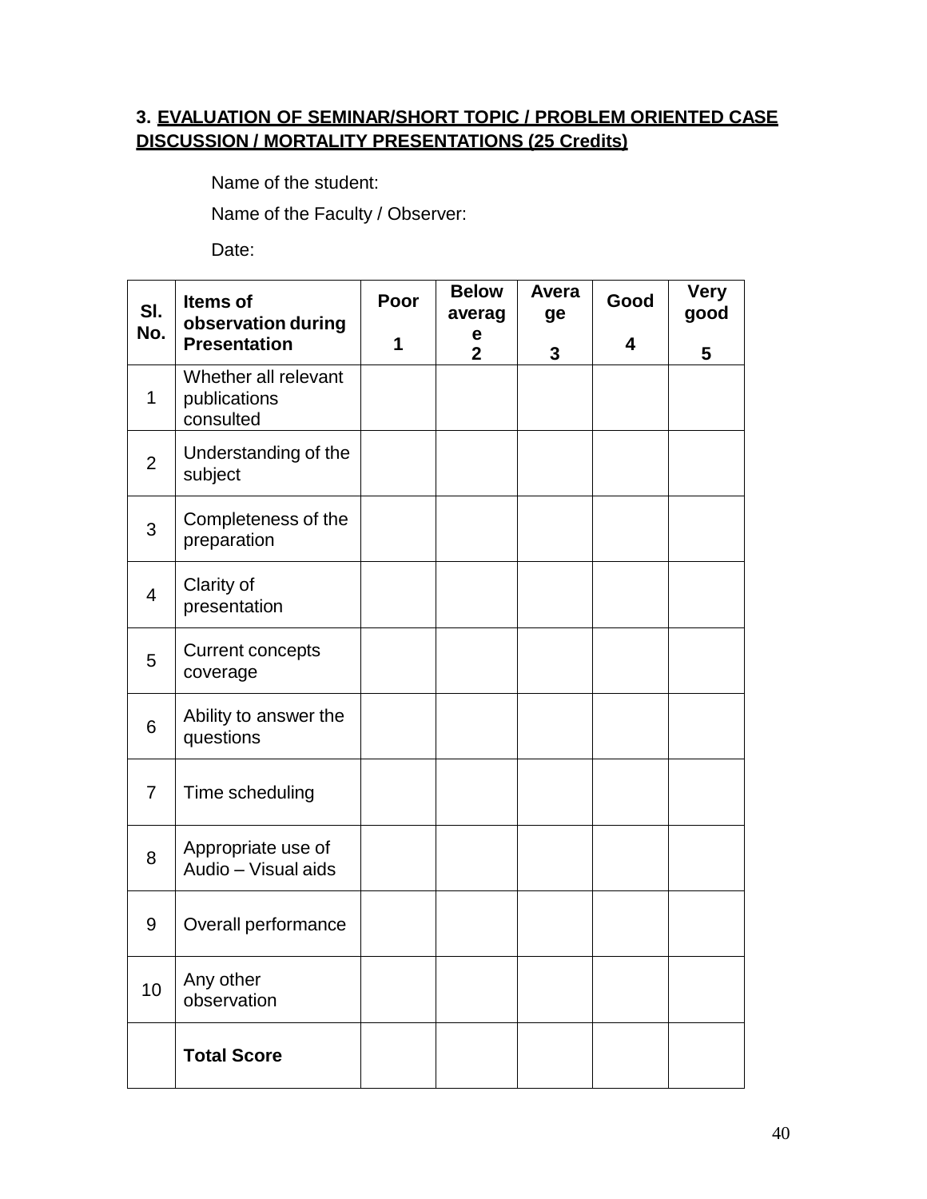### 3. EVALUATION OF SEMINAR/SHORT TOPIC / PROBLEM ORIENTED CASE DISCUSSION / MORTALITY PRESENTATIONS (25 Credits)

Name of the student:

Name of the Faculty / Observer:

Date:

| Sl. No. | Items of observation during Presentation | Poor 1 | Below average 2 | Average 3 | Good 4 | Very good 5 |
|---|---|---|---|---|---|---|
| 1 | Whether all relevant publications consulted | | | | | |
| 2 | Understanding of the subject | | | | | |
| 3 | Completeness of the preparation | | | | | |
| 4 | Clarity of presentation | | | | | |
| 5 | Current concepts coverage | | | | | |
| 6 | Ability to answer the questions | | | | | |
| 7 | Time scheduling | | | | | |
| 8 | Appropriate use of Audio – Visual aids | | | | | |
| 9 | Overall performance | | | | | |
| 10 | Any other observation | | | | | |
| | **Total Score** | | | | | |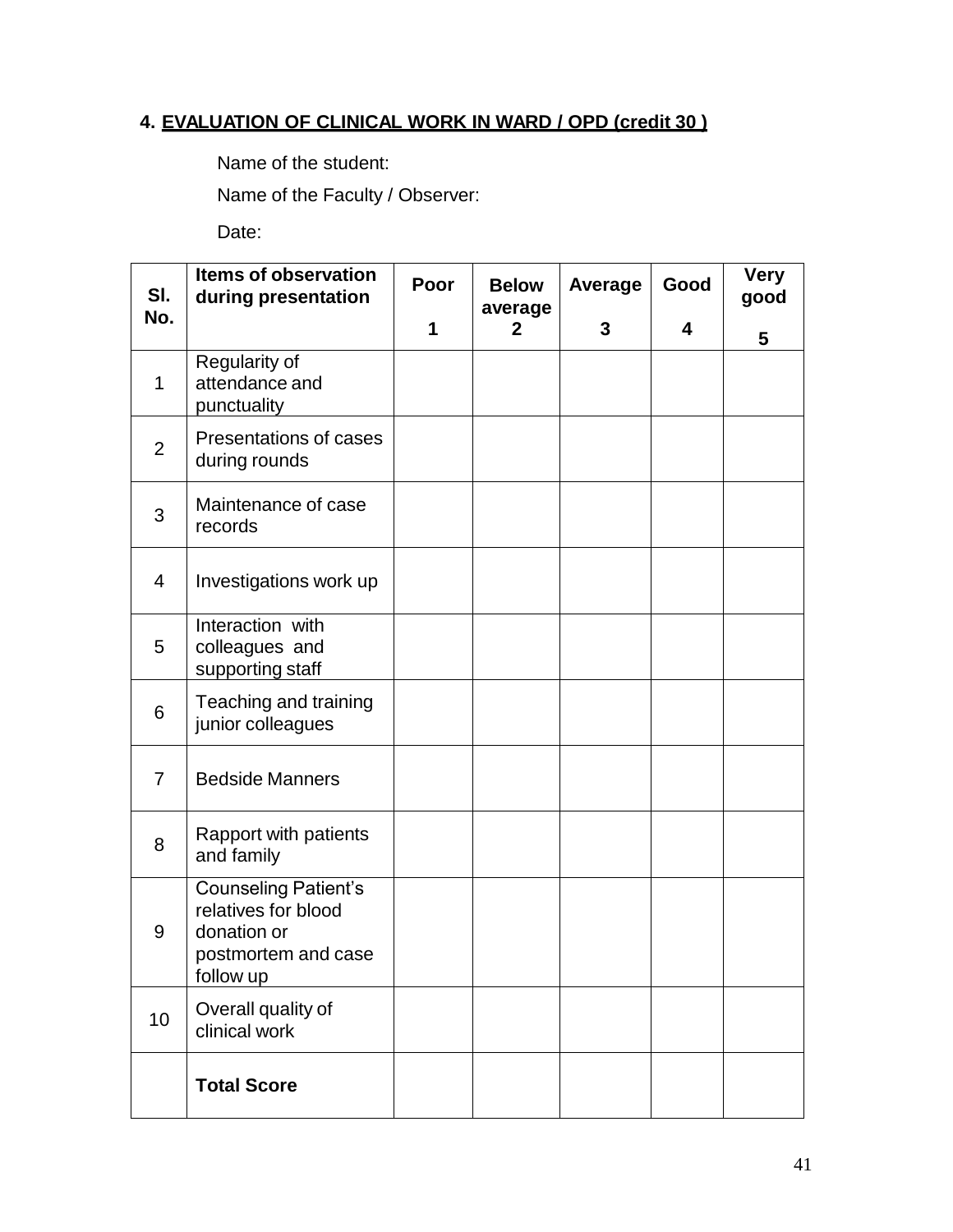## 4. EVALUATION OF CLINICAL WORK IN WARD / OPD (credit 30 )

Name of the student:

Name of the Faculty / Observer:

Date:

| Sl. No. | Items of observation during presentation | Poor 1 | Below average 2 | Average 3 | Good 4 | Very good 5 |
|---|---|---|---|---|---|---|
| 1 | Regularity of attendance and punctuality | | | | | |
| 2 | Presentations of cases during rounds | | | | | |
| 3 | Maintenance of case records | | | | | |
| 4 | Investigations work up | | | | | |
| 5 | Interaction with colleagues and supporting staff | | | | | |
| 6 | Teaching and training junior colleagues | | | | | |
| 7 | Bedside Manners | | | | | |
| 8 | Rapport with patients and family | | | | | |
| 9 | Counseling Patient's relatives for blood donation or postmortem and case follow up | | | | | |
| 10 | Overall quality of clinical work | | | | | |
| | **Total Score** | | | | | |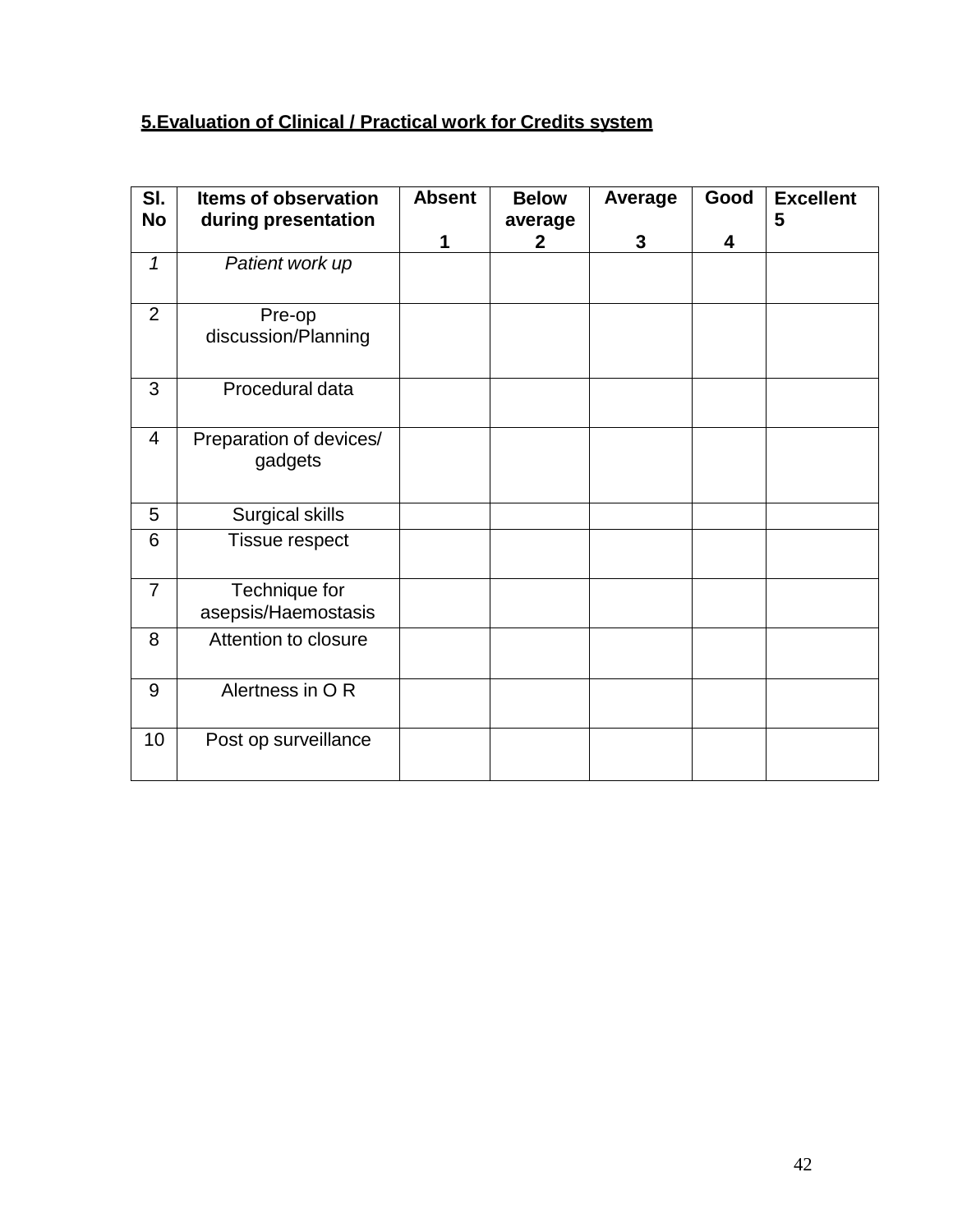**5.Evaluation of Clinical / Practical work for Credits system**

| Sl. No | Items of observation during presentation | Absent 1 | Below average 2 | Average 3 | Good 4 | Excellent 5 |
|---|---|---|---|---|---|---|
| *1* | *Patient work up* | | | | | |
| 2 | Pre-op discussion/Planning | | | | | |
| 3 | Procedural data | | | | | |
| 4 | Preparation of devices/ gadgets | | | | | |
| 5 | Surgical skills | | | | | |
| 6 | Tissue respect | | | | | |
| 7 | Technique for asepsis/Haemostasis | | | | | |
| 8 | Attention to closure | | | | | |
| 9 | Alertness in O R | | | | | |
| 10 | Post op surveillance | | | | | |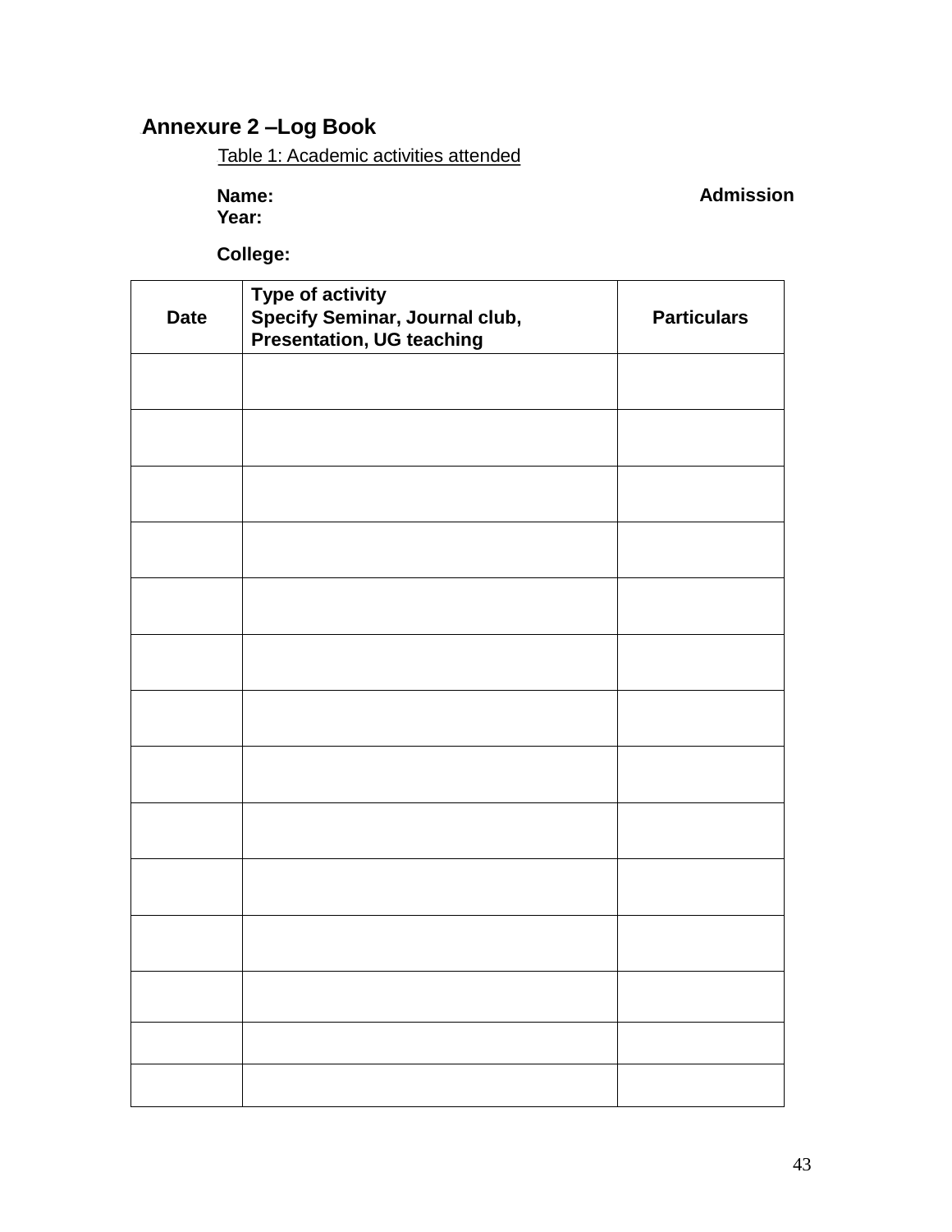## Annexure 2 –Log Book

Table 1: Academic activities attended

**Name:** **Admission Year:**

**College:**

| Date | Type of activity<br>Specify Seminar, Journal club, Presentation, UG teaching | Particulars |
|---|---|---|
| | | |
| | | |
| | | |
| | | |
| | | |
| | | |
| | | |
| | | |
| | | |
| | | |
| | | |
| | | |
| | | |
| | | |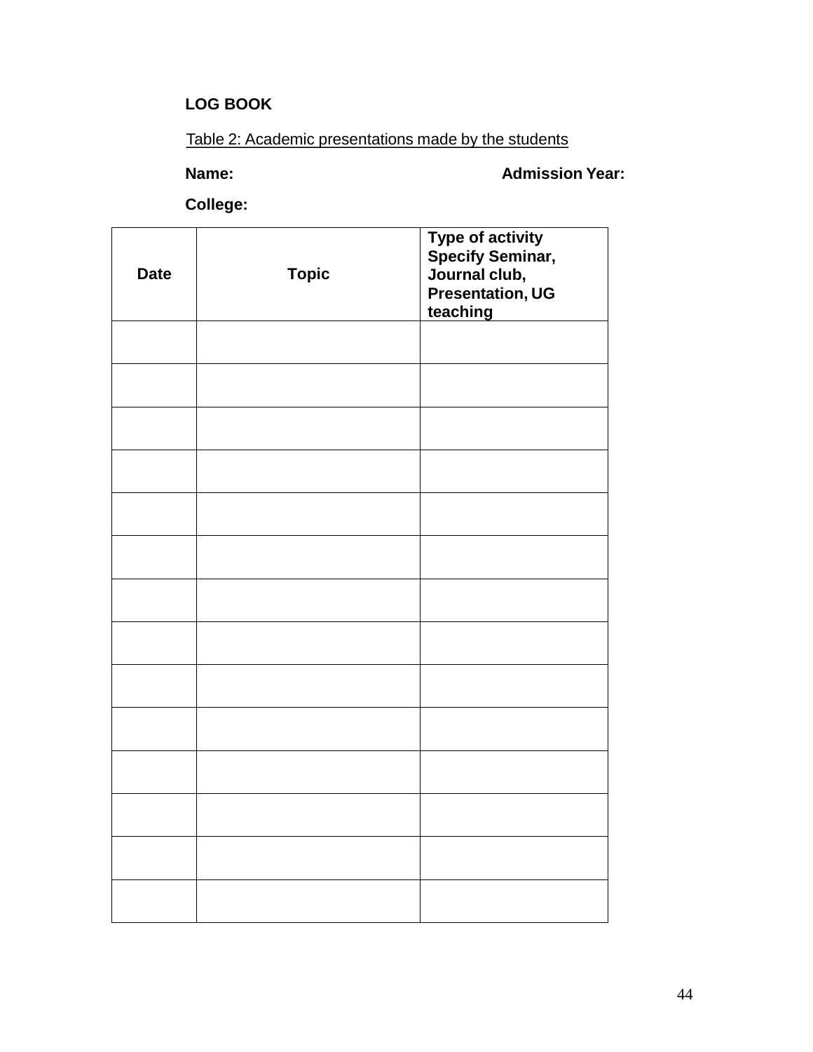**LOG BOOK**

Table 2: Academic presentations made by the students

**Name:** **Admission Year:**

**College:**

| Date | Topic | Type of activity Specify Seminar, Journal club, Presentation, UG teaching |
|---|---|---|
| | | |
| | | |
| | | |
| | | |
| | | |
| | | |
| | | |
| | | |
| | | |
| | | |
| | | |
| | | |
| | | |
| | | |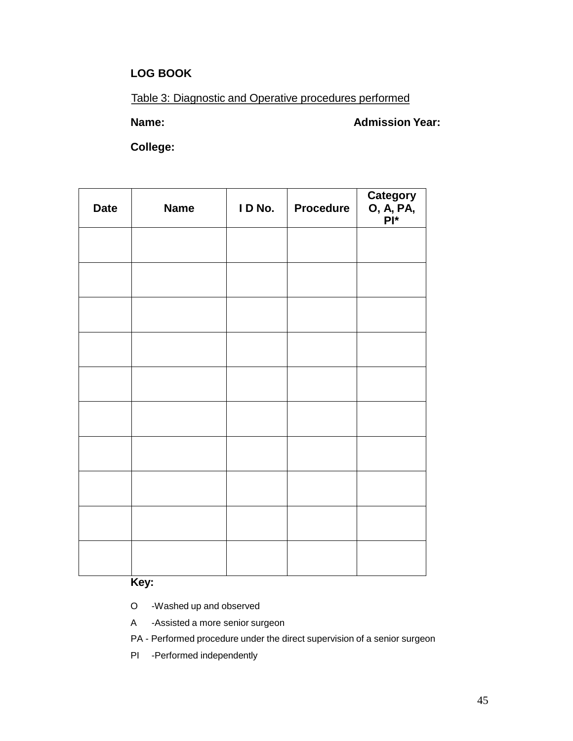**LOG BOOK**

Table 3: Diagnostic and Operative procedures performed

**Name:** **Admission Year:**

**College:**

| Date | Name | I D No. | Procedure | Category O, A, PA, PI* |
|---|---|---|---|---|
| | | | | |
| | | | | |
| | | | | |
| | | | | |
| | | | | |
| | | | | |
| | | | | |
| | | | | |
| | | | | |
| | | | | |

**Key:**

O -Washed up and observed

A -Assisted a more senior surgeon

PA - Performed procedure under the direct supervision of a senior surgeon

PI -Performed independently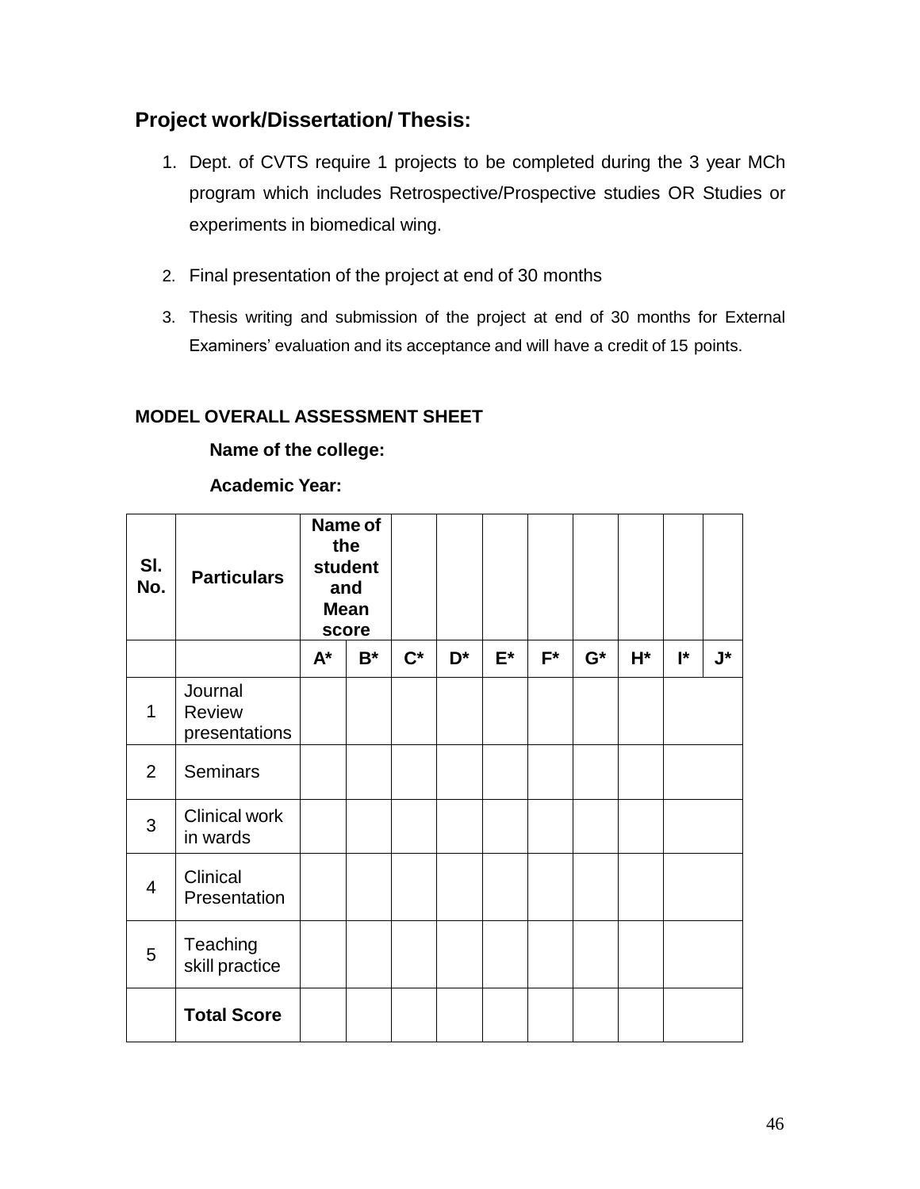## Project work/Dissertation/ Thesis:

1. Dept. of CVTS require 1 projects to be completed during the 3 year MCh program which includes Retrospective/Prospective studies OR Studies or experiments in biomedical wing.
2. Final presentation of the project at end of 30 months
3. Thesis writing and submission of the project at end of 30 months for External Examiners' evaluation and its acceptance and will have a credit of 15 points.

**MODEL OVERALL ASSESSMENT SHEET**

**Name of the college:**

**Academic Year:**

| Sl. No. | Particulars | Name of the student and Mean score | | | | | | | | | |
|---|---|---|---|---|---|---|---|---|---|---|---|
| | | A* | B* | C* | D* | E* | F* | G* | H* | I* | J* |
| 1 | Journal Review presentations | | | | | | | | | | |
| 2 | Seminars | | | | | | | | | | |
| 3 | Clinical work in wards | | | | | | | | | | |
| 4 | Clinical Presentation | | | | | | | | | | |
| 5 | Teaching skill practice | | | | | | | | | | |
| | **Total Score** | | | | | | | | | | |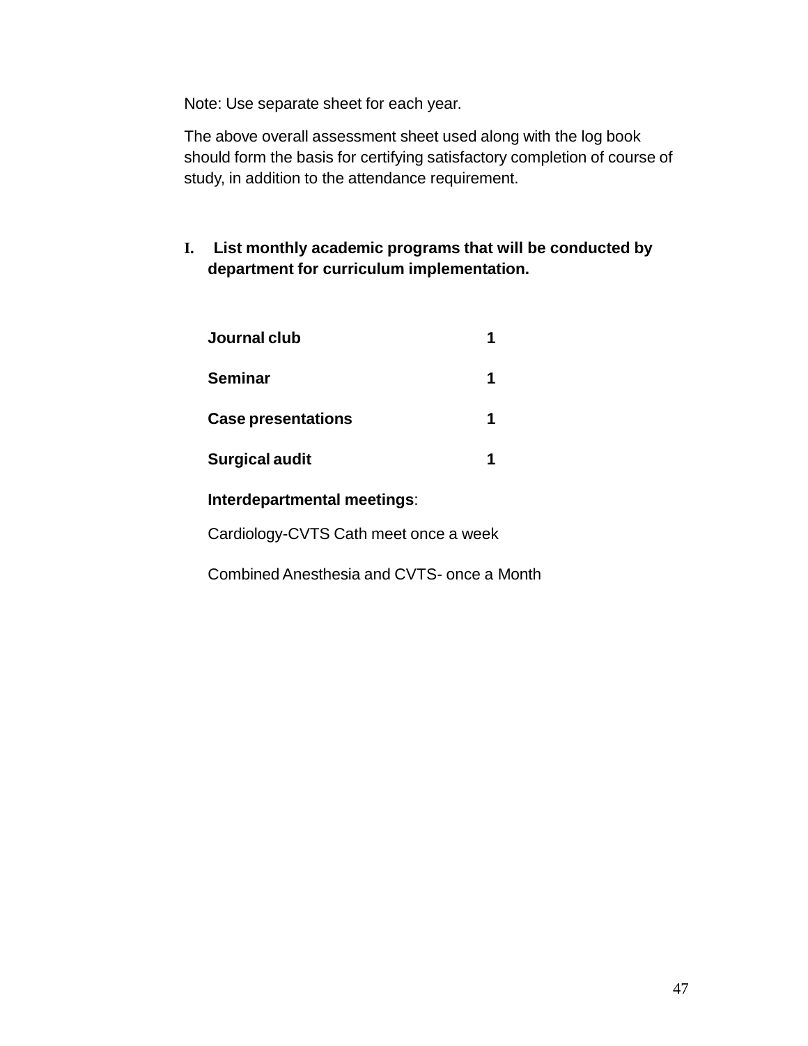Note: Use separate sheet for each year.

The above overall assessment sheet used along with the log book should form the basis for certifying satisfactory completion of course of study, in addition to the attendance requirement.

**I. List monthly academic programs that will be conducted by department for curriculum implementation.**

| | |
|---|---|
| **Journal club** | **1** |
| **Seminar** | **1** |
| **Case presentations** | **1** |
| **Surgical audit** | **1** |

**Interdepartmental meetings**:

Cardiology-CVTS Cath meet once a week

Combined Anesthesia and CVTS- once a Month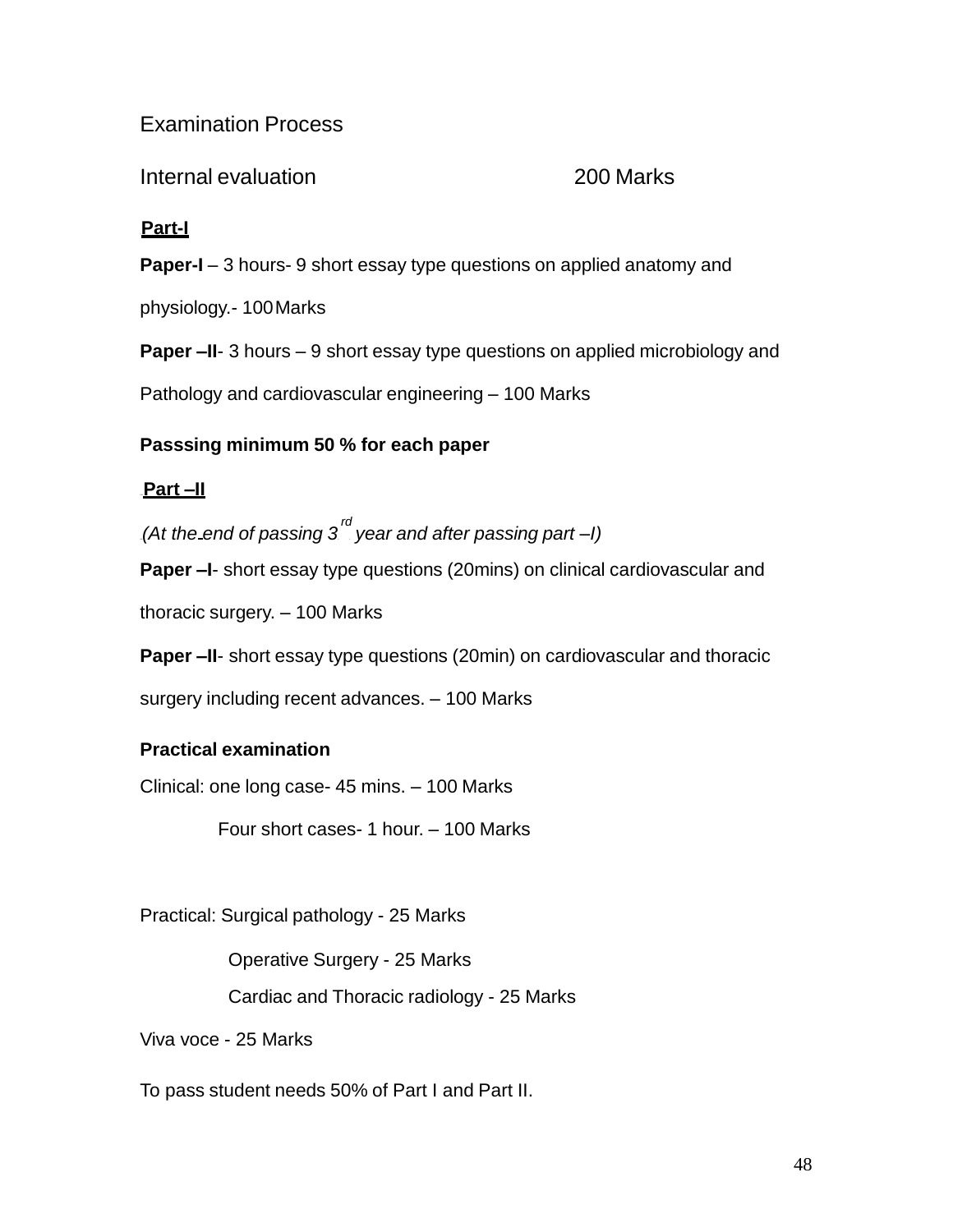Examination Process

Internal evaluation 200 Marks

**Part-I**

**Paper-I** – 3 hours- 9 short essay type questions on applied anatomy and physiology.- 100 Marks

**Paper –II**- 3 hours – 9 short essay type questions on applied microbiology and Pathology and cardiovascular engineering – 100 Marks

**Passsing minimum 50 % for each paper**

**Part –II**

*(At the end of passing 3rd year and after passing part –I)*

**Paper –I**- short essay type questions (20mins) on clinical cardiovascular and thoracic surgery. – 100 Marks

**Paper –II**- short essay type questions (20min) on cardiovascular and thoracic surgery including recent advances. – 100 Marks

**Practical examination**

Clinical: one long case- 45 mins. – 100 Marks

Four short cases- 1 hour. – 100 Marks

Practical: Surgical pathology - 25 Marks

Operative Surgery - 25 Marks

Cardiac and Thoracic radiology - 25 Marks

Viva voce - 25 Marks

To pass student needs 50% of Part I and Part II.